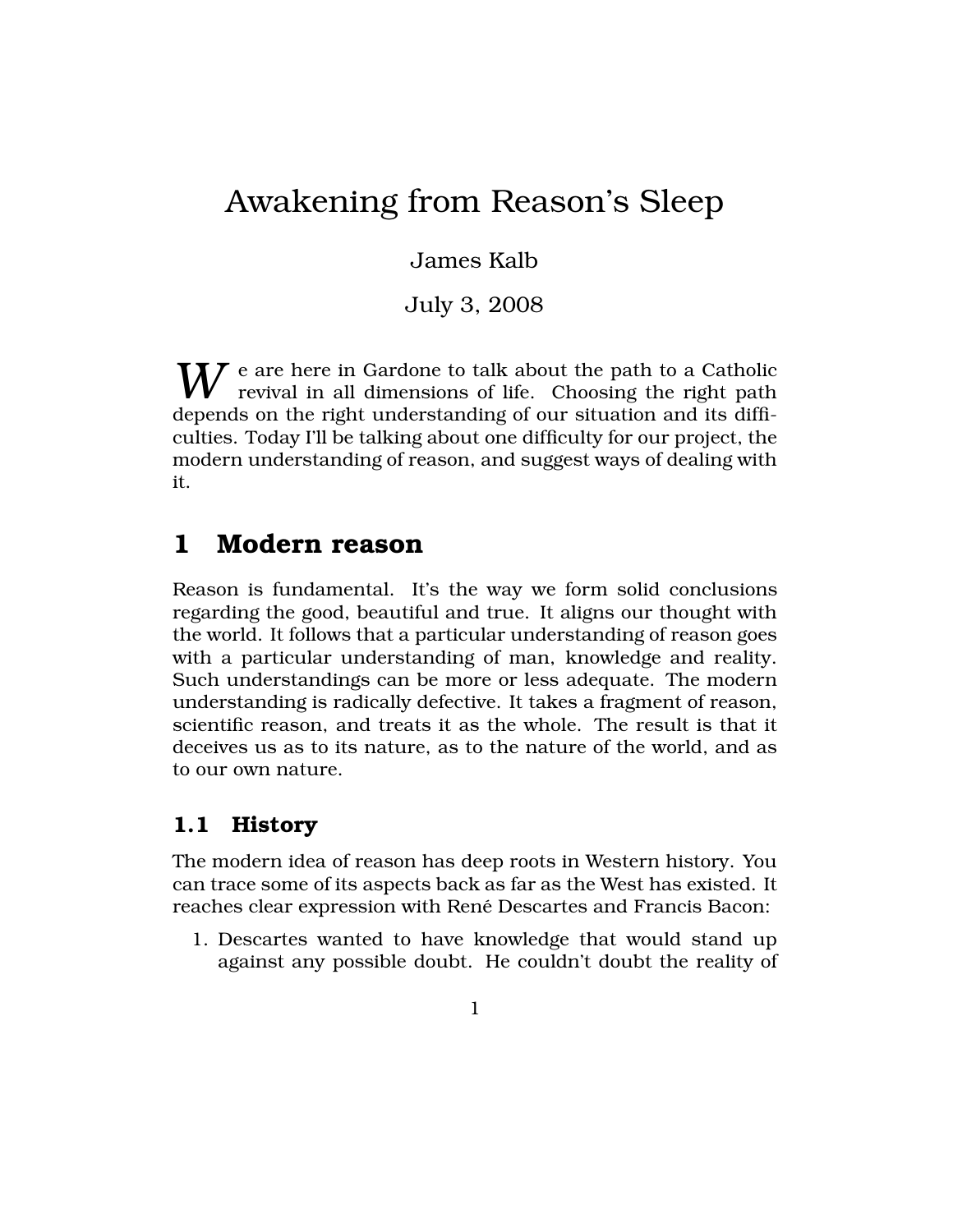# Awakening from Reason's Sleep

James Kalb

July 3, 2008

We are here in Gardone to talk about the path to a Catholic revival in all dimensions of life. Choosing the right path depends on the right understanding of our situation and its difficulties. Today I'll be talking about one difficulty for our project, the modern understanding of reason, and suggest ways of dealing with it.

## 1 Modern reason

Reason is fundamental. It's the way we form solid conclusions regarding the good, beautiful and true. It aligns our thought with the world. It follows that a particular understanding of reason goes with a particular understanding of man, knowledge and reality. Such understandings can be more or less adequate. The modern understanding is radically defective. It takes a fragment of reason, scientific reason, and treats it as the whole. The result is that it deceives us as to its nature, as to the nature of the world, and as to our own nature.

### 1.1 History

The modern idea of reason has deep roots in Western history. You can trace some of its aspects back as far as the West has existed. It reaches clear expression with René Descartes and Francis Bacon:

1. Descartes wanted to have knowledge that would stand up against any possible doubt. He couldn't doubt the reality of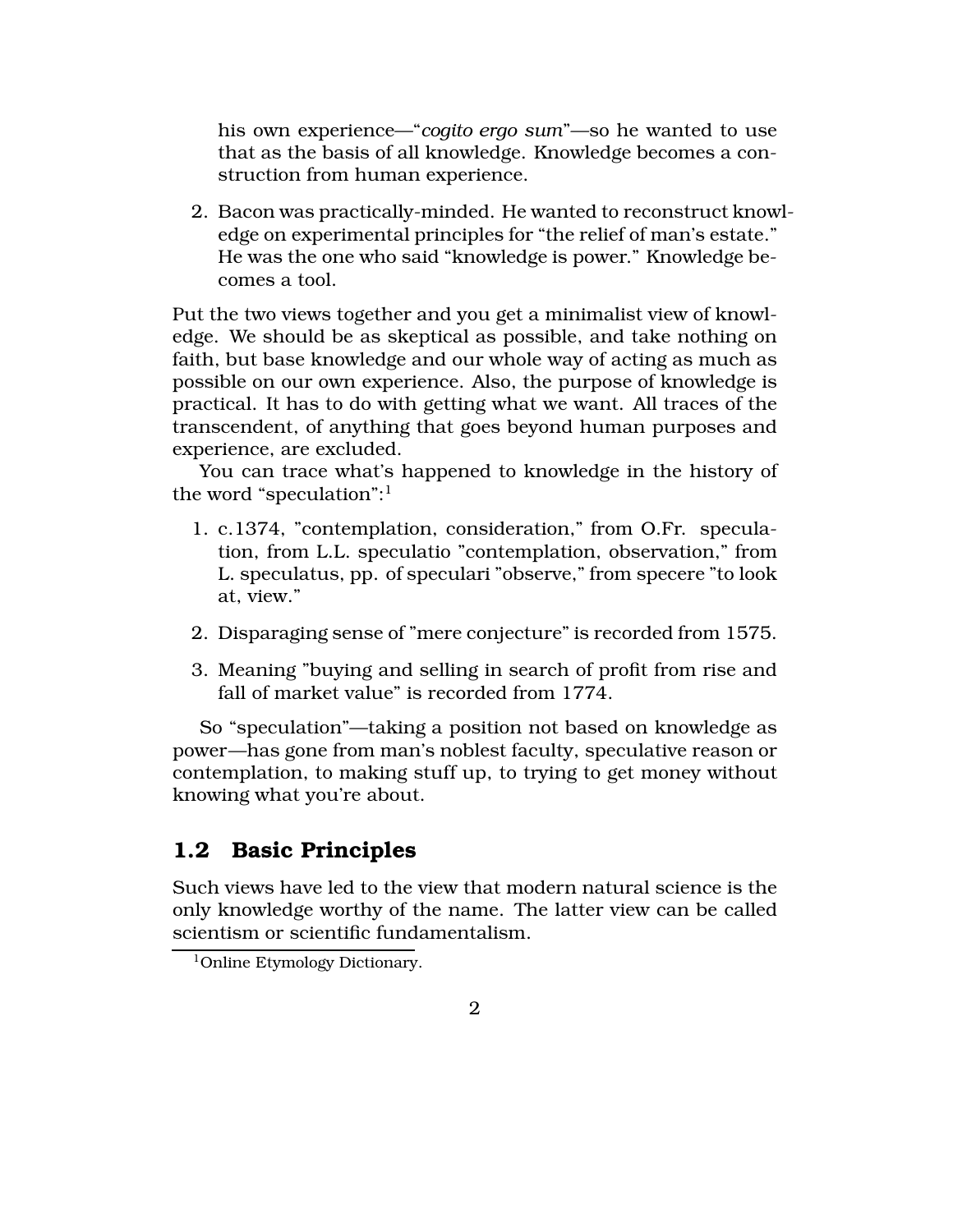his own experience—"*cogito ergo sum*"—so he wanted to use that as the basis of all knowledge. Knowledge becomes a construction from human experience.

2. Bacon was practically-minded. He wanted to reconstruct knowledge on experimental principles for "the relief of man's estate." He was the one who said "knowledge is power." Knowledge becomes a tool.

Put the two views together and you get a minimalist view of knowledge. We should be as skeptical as possible, and take nothing on faith, but base knowledge and our whole way of acting as much as possible on our own experience. Also, the purpose of knowledge is practical. It has to do with getting what we want. All traces of the transcendent, of anything that goes beyond human purposes and experience, are excluded.

You can trace what's happened to knowledge in the history of the word "speculation":[1]

1. c.1374, "contemplation, consideration," from O.Fr. speculation, from L.L. speculatio "contemplation, observation," from L. speculatus, pp. of speculari "observe," from specere "to look at, view."
2. Disparaging sense of "mere conjecture" is recorded from 1575.
3. Meaning "buying and selling in search of profit from rise and fall of market value" is recorded from 1774.

So "speculation"—taking a position not based on knowledge as power—has gone from man's noblest faculty, speculative reason or contemplation, to making stuff up, to trying to get money without knowing what you're about.

## 1.2 Basic Principles

Such views have led to the view that modern natural science is the only knowledge worthy of the name. The latter view can be called scientism or scientific fundamentalism.

[1] Online Etymology Dictionary.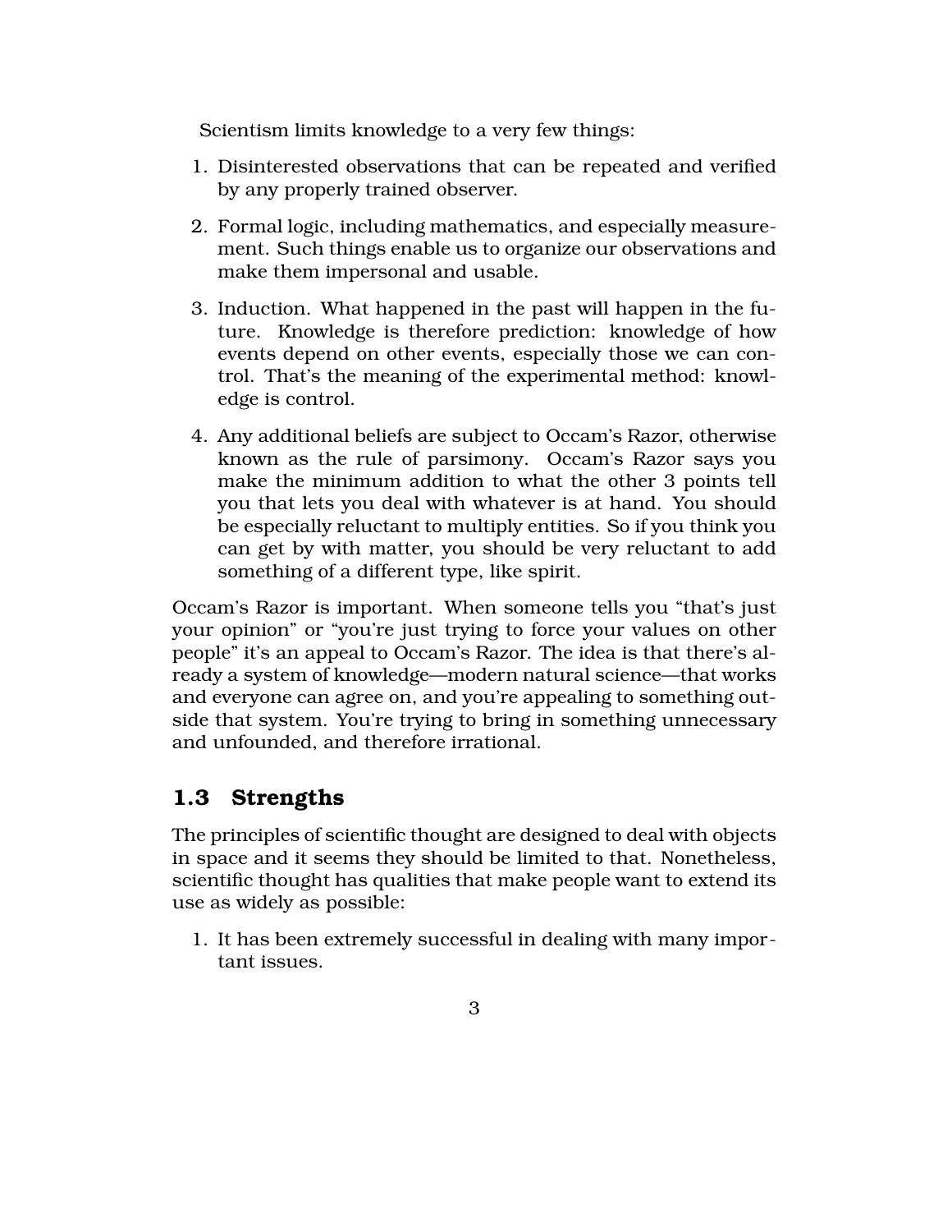Scientism limits knowledge to a very few things:

1. Disinterested observations that can be repeated and verified by any properly trained observer.
2. Formal logic, including mathematics, and especially measurement. Such things enable us to organize our observations and make them impersonal and usable.
3. Induction. What happened in the past will happen in the future. Knowledge is therefore prediction: knowledge of how events depend on other events, especially those we can control. That's the meaning of the experimental method: knowledge is control.
4. Any additional beliefs are subject to Occam's Razor, otherwise known as the rule of parsimony. Occam's Razor says you make the minimum addition to what the other 3 points tell you that lets you deal with whatever is at hand. You should be especially reluctant to multiply entities. So if you think you can get by with matter, you should be very reluctant to add something of a different type, like spirit.

Occam's Razor is important. When someone tells you "that's just your opinion" or "you're just trying to force your values on other people" it's an appeal to Occam's Razor. The idea is that there's already a system of knowledge—modern natural science—that works and everyone can agree on, and you're appealing to something outside that system. You're trying to bring in something unnecessary and unfounded, and therefore irrational.

## 1.3 Strengths

The principles of scientific thought are designed to deal with objects in space and it seems they should be limited to that. Nonetheless, scientific thought has qualities that make people want to extend its use as widely as possible:

1. It has been extremely successful in dealing with many important issues.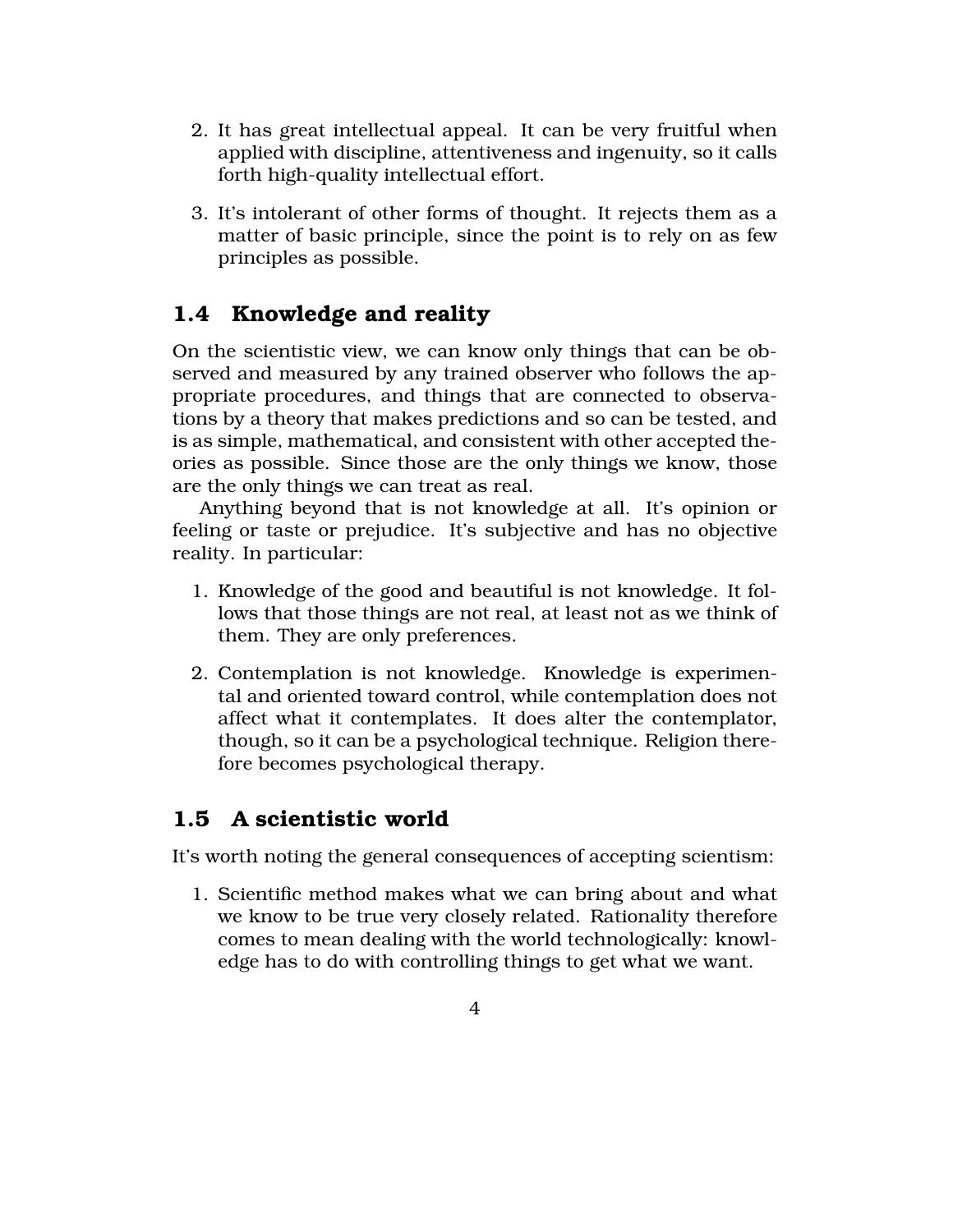2. It has great intellectual appeal. It can be very fruitful when applied with discipline, attentiveness and ingenuity, so it calls forth high-quality intellectual effort.

3. It's intolerant of other forms of thought. It rejects them as a matter of basic principle, since the point is to rely on as few principles as possible.

## 1.4 Knowledge and reality

On the scientistic view, we can know only things that can be observed and measured by any trained observer who follows the appropriate procedures, and things that are connected to observations by a theory that makes predictions and so can be tested, and is as simple, mathematical, and consistent with other accepted theories as possible. Since those are the only things we know, those are the only things we can treat as real.

Anything beyond that is not knowledge at all. It's opinion or feeling or taste or prejudice. It's subjective and has no objective reality. In particular:

1. Knowledge of the good and beautiful is not knowledge. It follows that those things are not real, at least not as we think of them. They are only preferences.

2. Contemplation is not knowledge. Knowledge is experimental and oriented toward control, while contemplation does not affect what it contemplates. It does alter the contemplator, though, so it can be a psychological technique. Religion therefore becomes psychological therapy.

## 1.5 A scientistic world

It's worth noting the general consequences of accepting scientism:

1. Scientific method makes what we can bring about and what we know to be true very closely related. Rationality therefore comes to mean dealing with the world technologically: knowledge has to do with controlling things to get what we want.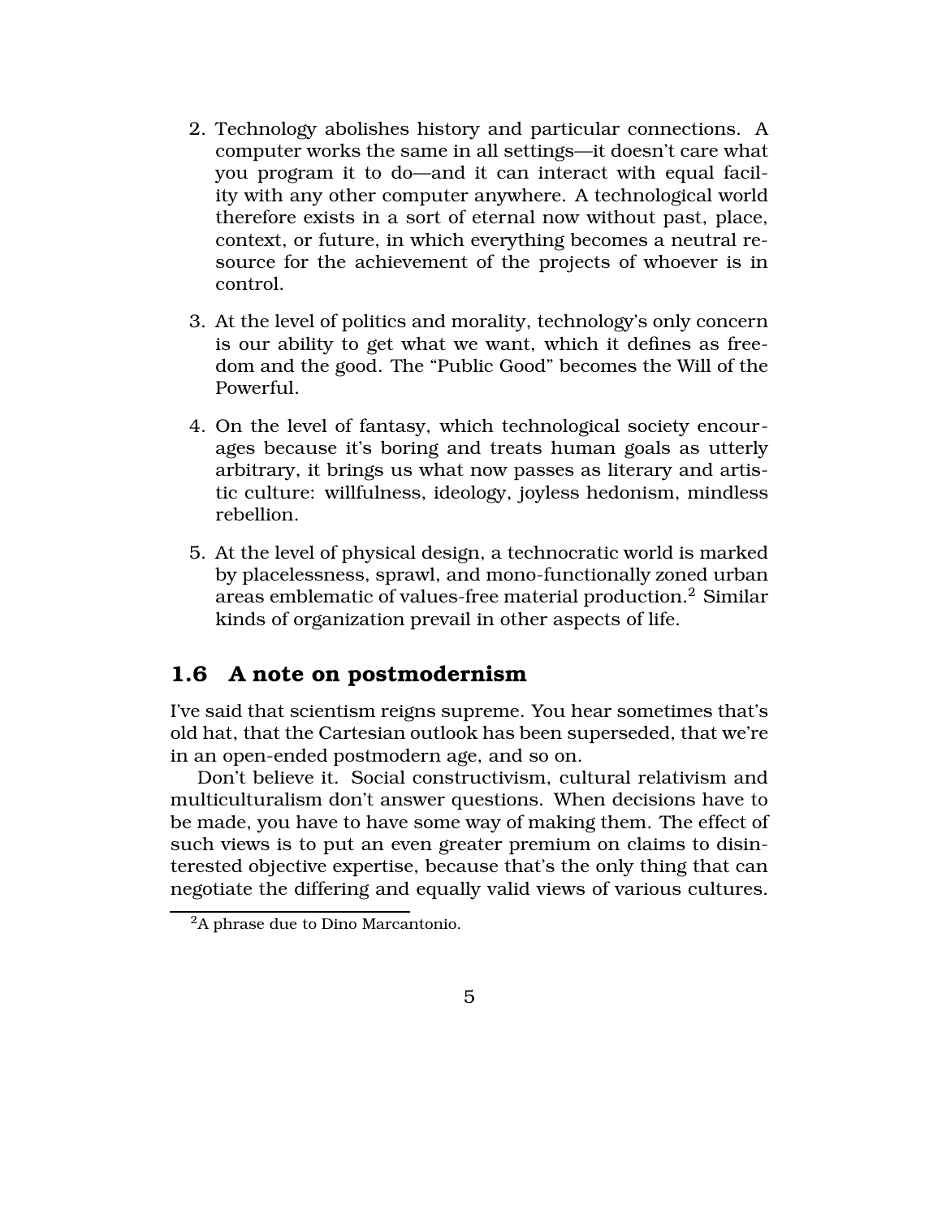2. Technology abolishes history and particular connections. A computer works the same in all settings—it doesn't care what you program it to do—and it can interact with equal facility with any other computer anywhere. A technological world therefore exists in a sort of eternal now without past, place, context, or future, in which everything becomes a neutral resource for the achievement of the projects of whoever is in control.

3. At the level of politics and morality, technology's only concern is our ability to get what we want, which it defines as freedom and the good. The "Public Good" becomes the Will of the Powerful.

4. On the level of fantasy, which technological society encourages because it's boring and treats human goals as utterly arbitrary, it brings us what now passes as literary and artistic culture: willfulness, ideology, joyless hedonism, mindless rebellion.

5. At the level of physical design, a technocratic world is marked by placelessness, sprawl, and mono-functionally zoned urban areas emblematic of values-free material production.[2] Similar kinds of organization prevail in other aspects of life.

## 1.6 A note on postmodernism

I've said that scientism reigns supreme. You hear sometimes that's old hat, that the Cartesian outlook has been superseded, that we're in an open-ended postmodern age, and so on.

Don't believe it. Social constructivism, cultural relativism and multiculturalism don't answer questions. When decisions have to be made, you have to have some way of making them. The effect of such views is to put an even greater premium on claims to disinterested objective expertise, because that's the only thing that can negotiate the differing and equally valid views of various cultures.

[2] A phrase due to Dino Marcantonio.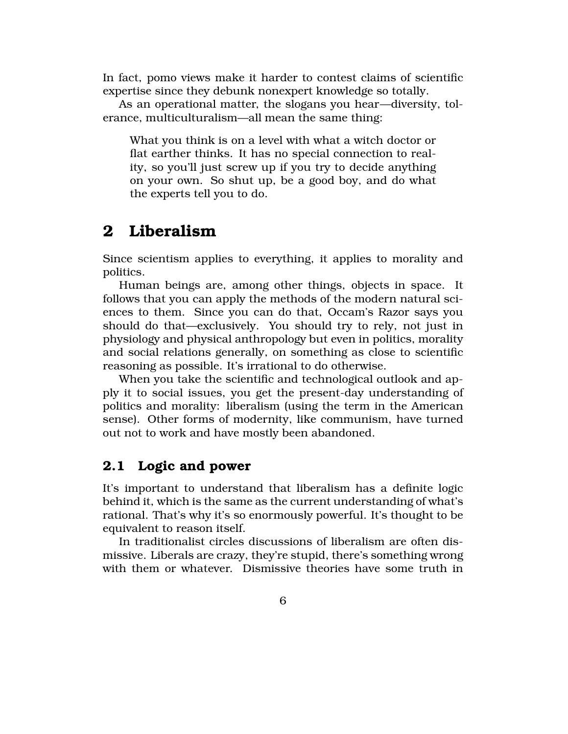In fact, pomo views make it harder to contest claims of scientific expertise since they debunk nonexpert knowledge so totally.

As an operational matter, the slogans you hear—diversity, tolerance, multiculturalism—all mean the same thing:

> What you think is on a level with what a witch doctor or flat earther thinks. It has no special connection to reality, so you'll just screw up if you try to decide anything on your own. So shut up, be a good boy, and do what the experts tell you to do.

# 2 Liberalism

Since scientism applies to everything, it applies to morality and politics.

Human beings are, among other things, objects in space. It follows that you can apply the methods of the modern natural sciences to them. Since you can do that, Occam's Razor says you should do that—exclusively. You should try to rely, not just in physiology and physical anthropology but even in politics, morality and social relations generally, on something as close to scientific reasoning as possible. It's irrational to do otherwise.

When you take the scientific and technological outlook and apply it to social issues, you get the present-day understanding of politics and morality: liberalism (using the term in the American sense). Other forms of modernity, like communism, have turned out not to work and have mostly been abandoned.

## 2.1 Logic and power

It's important to understand that liberalism has a definite logic behind it, which is the same as the current understanding of what's rational. That's why it's so enormously powerful. It's thought to be equivalent to reason itself.

In traditionalist circles discussions of liberalism are often dismissive. Liberals are crazy, they're stupid, there's something wrong with them or whatever. Dismissive theories have some truth in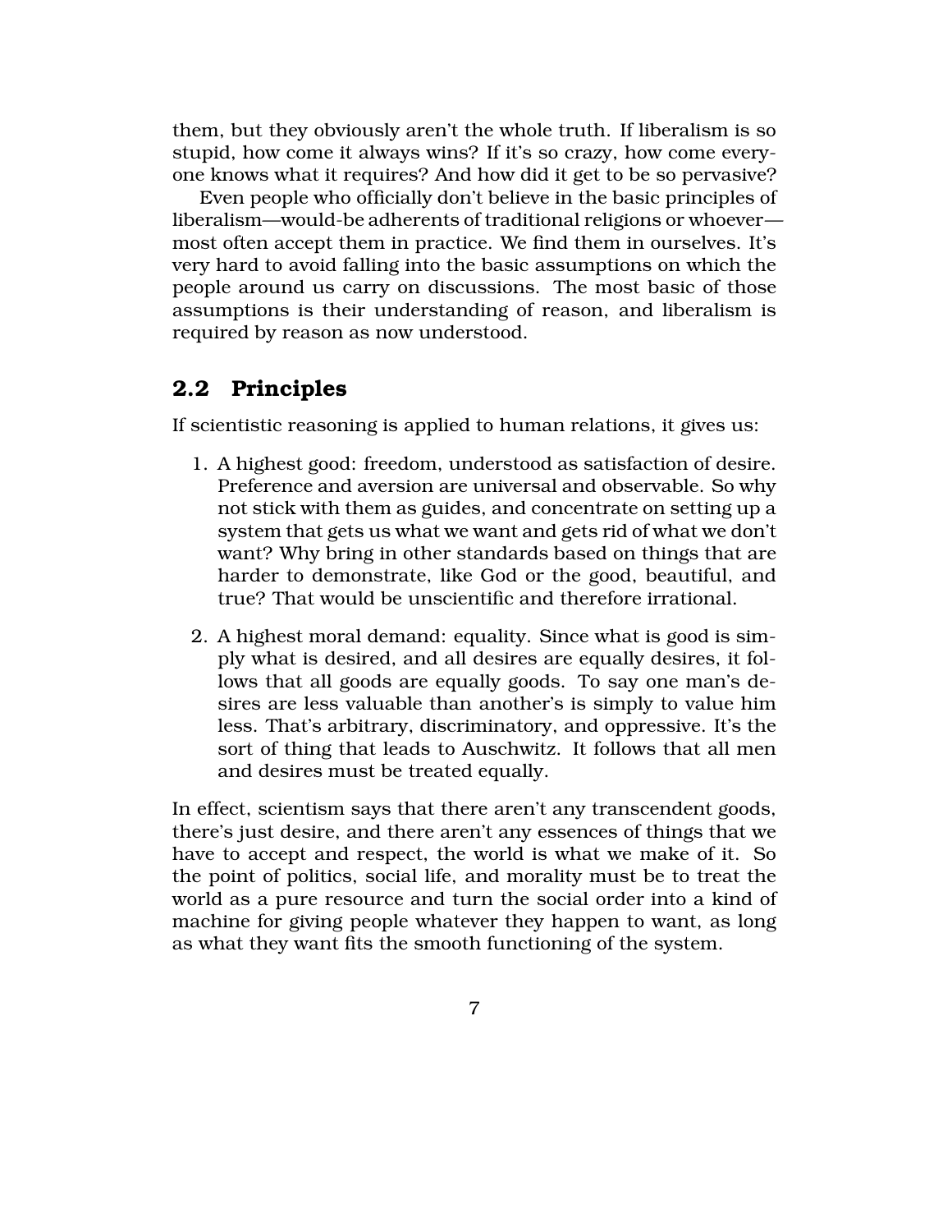them, but they obviously aren't the whole truth. If liberalism is so stupid, how come it always wins? If it's so crazy, how come everyone knows what it requires? And how did it get to be so pervasive?

Even people who officially don't believe in the basic principles of liberalism—would-be adherents of traditional religions or whoever—most often accept them in practice. We find them in ourselves. It's very hard to avoid falling into the basic assumptions on which the people around us carry on discussions. The most basic of those assumptions is their understanding of reason, and liberalism is required by reason as now understood.

## 2.2 Principles

If scientistic reasoning is applied to human relations, it gives us:

1. A highest good: freedom, understood as satisfaction of desire. Preference and aversion are universal and observable. So why not stick with them as guides, and concentrate on setting up a system that gets us what we want and gets rid of what we don't want? Why bring in other standards based on things that are harder to demonstrate, like God or the good, beautiful, and true? That would be unscientific and therefore irrational.

2. A highest moral demand: equality. Since what is good is simply what is desired, and all desires are equally desires, it follows that all goods are equally goods. To say one man's desires are less valuable than another's is simply to value him less. That's arbitrary, discriminatory, and oppressive. It's the sort of thing that leads to Auschwitz. It follows that all men and desires must be treated equally.

In effect, scientism says that there aren't any transcendent goods, there's just desire, and there aren't any essences of things that we have to accept and respect, the world is what we make of it. So the point of politics, social life, and morality must be to treat the world as a pure resource and turn the social order into a kind of machine for giving people whatever they happen to want, as long as what they want fits the smooth functioning of the system.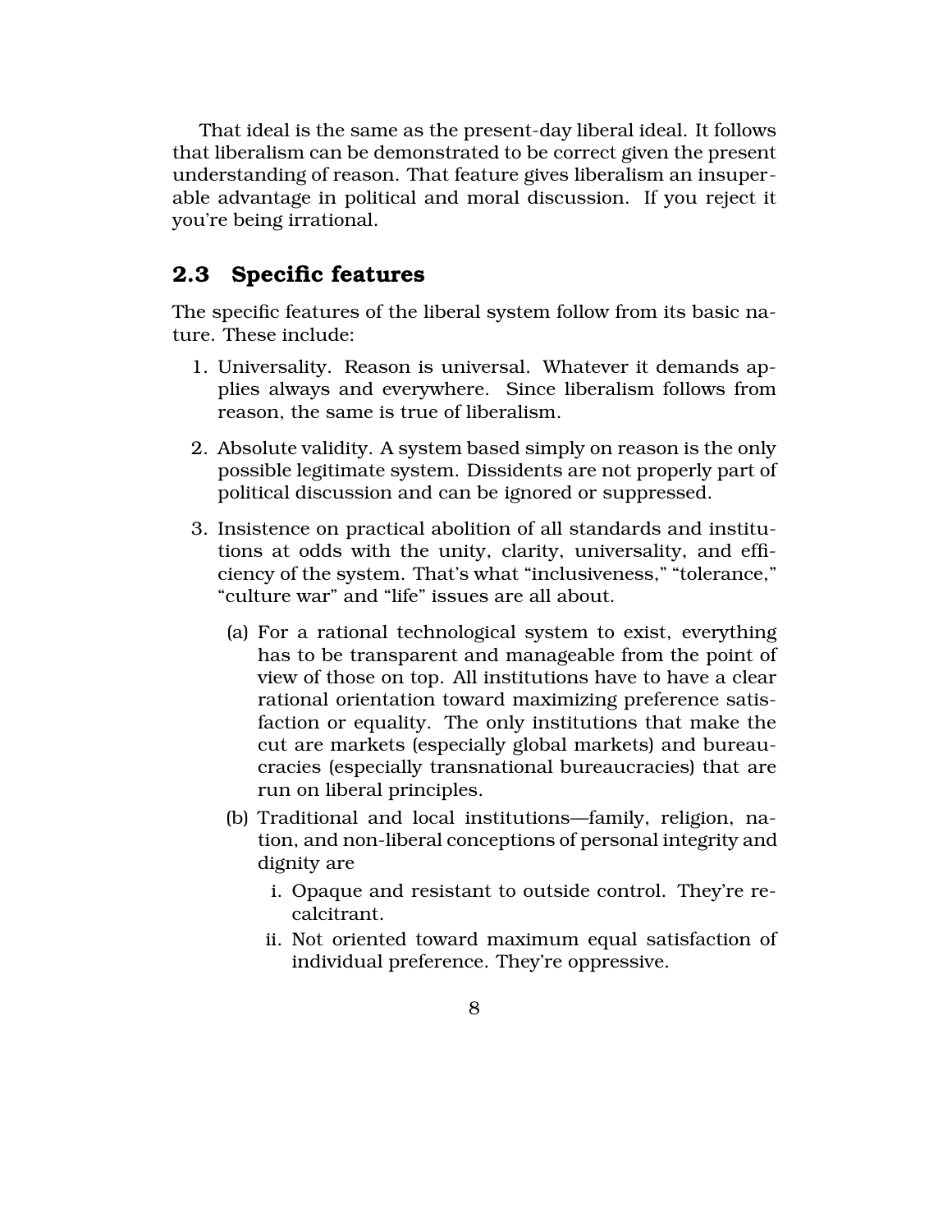That ideal is the same as the present-day liberal ideal. It follows that liberalism can be demonstrated to be correct given the present understanding of reason. That feature gives liberalism an insuperable advantage in political and moral discussion. If you reject it you're being irrational.

## 2.3 Specific features

The specific features of the liberal system follow from its basic nature. These include:

1. Universality. Reason is universal. Whatever it demands applies always and everywhere. Since liberalism follows from reason, the same is true of liberalism.

2. Absolute validity. A system based simply on reason is the only possible legitimate system. Dissidents are not properly part of political discussion and can be ignored or suppressed.

3. Insistence on practical abolition of all standards and institutions at odds with the unity, clarity, universality, and efficiency of the system. That's what "inclusiveness," "tolerance," "culture war" and "life" issues are all about.

   (a) For a rational technological system to exist, everything has to be transparent and manageable from the point of view of those on top. All institutions have to have a clear rational orientation toward maximizing preference satisfaction or equality. The only institutions that make the cut are markets (especially global markets) and bureaucracies (especially transnational bureaucracies) that are run on liberal principles.

   (b) Traditional and local institutions—family, religion, nation, and non-liberal conceptions of personal integrity and dignity are

      i. Opaque and resistant to outside control. They're recalcitrant.

      ii. Not oriented toward maximum equal satisfaction of individual preference. They're oppressive.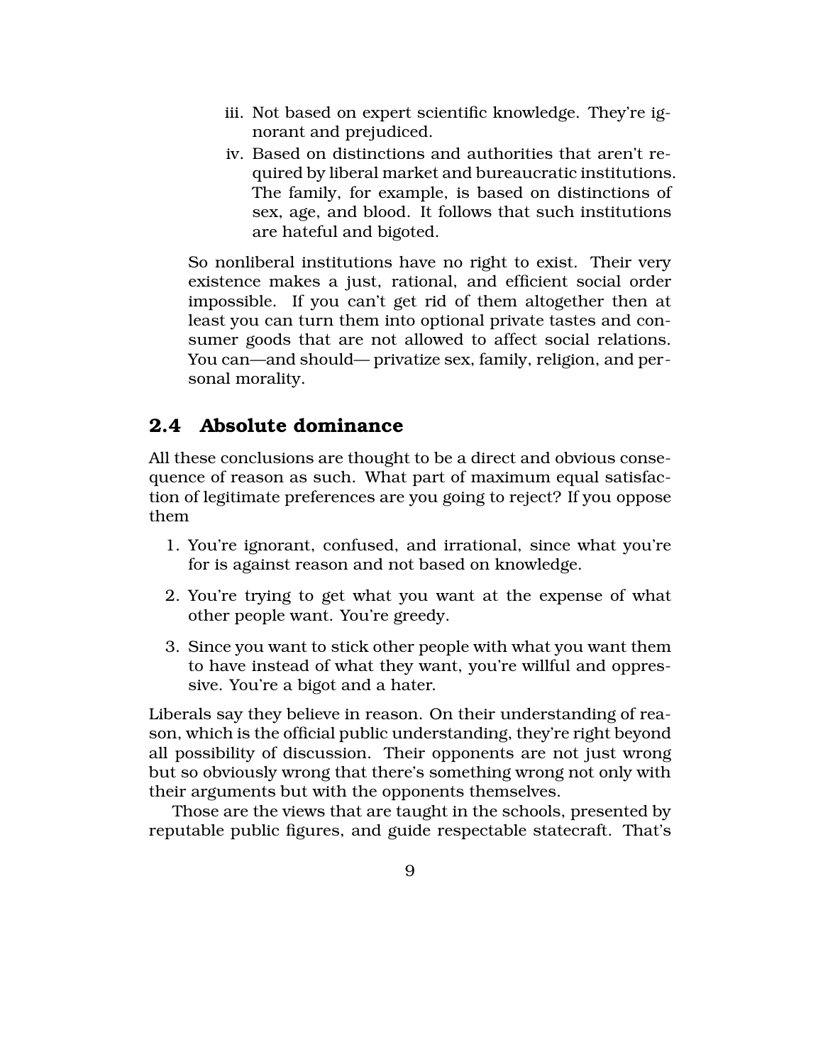iii. Not based on expert scientific knowledge. They're ignorant and prejudiced.

iv. Based on distinctions and authorities that aren't required by liberal market and bureaucratic institutions. The family, for example, is based on distinctions of sex, age, and blood. It follows that such institutions are hateful and bigoted.

So nonliberal institutions have no right to exist. Their very existence makes a just, rational, and efficient social order impossible. If you can't get rid of them altogether then at least you can turn them into optional private tastes and consumer goods that are not allowed to affect social relations. You can—and should— privatize sex, family, religion, and personal morality.

## 2.4 Absolute dominance

All these conclusions are thought to be a direct and obvious consequence of reason as such. What part of maximum equal satisfaction of legitimate preferences are you going to reject? If you oppose them

1. You're ignorant, confused, and irrational, since what you're for is against reason and not based on knowledge.

2. You're trying to get what you want at the expense of what other people want. You're greedy.

3. Since you want to stick other people with what you want them to have instead of what they want, you're willful and oppressive. You're a bigot and a hater.

Liberals say they believe in reason. On their understanding of reason, which is the official public understanding, they're right beyond all possibility of discussion. Their opponents are not just wrong but so obviously wrong that there's something wrong not only with their arguments but with the opponents themselves.

Those are the views that are taught in the schools, presented by reputable public figures, and guide respectable statecraft. That's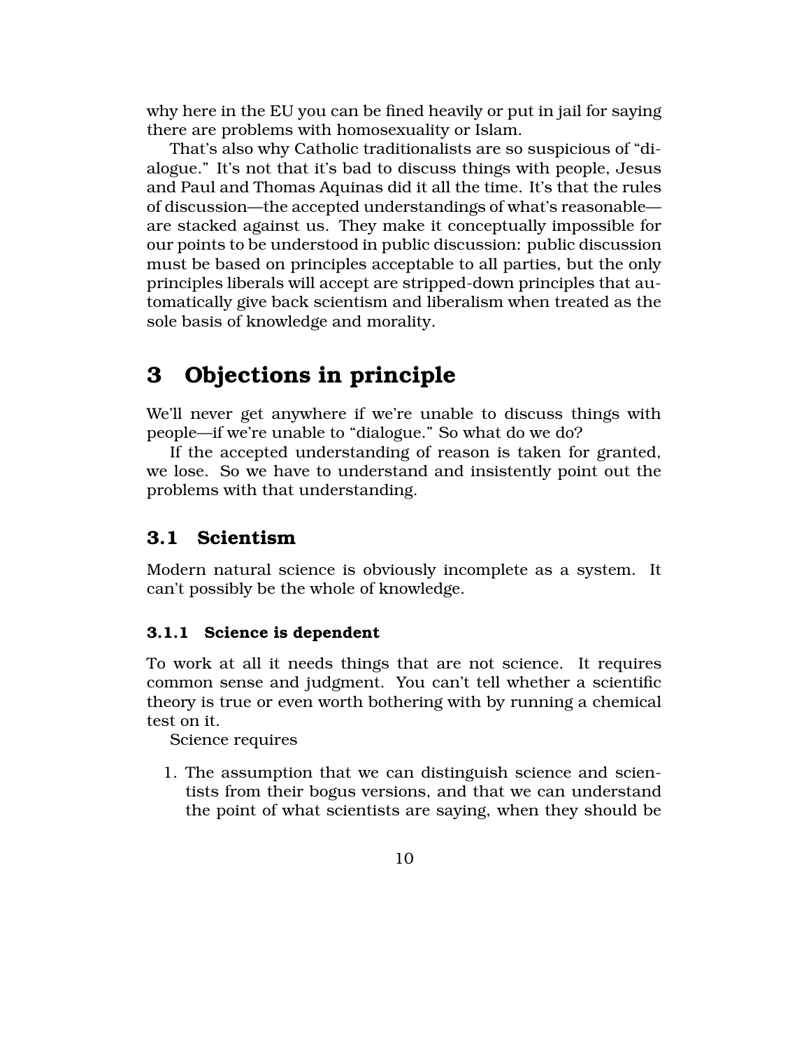why here in the EU you can be fined heavily or put in jail for saying there are problems with homosexuality or Islam.

That's also why Catholic traditionalists are so suspicious of "dialogue." It's not that it's bad to discuss things with people, Jesus and Paul and Thomas Aquinas did it all the time. It's that the rules of discussion—the accepted understandings of what's reasonable—are stacked against us. They make it conceptually impossible for our points to be understood in public discussion: public discussion must be based on principles acceptable to all parties, but the only principles liberals will accept are stripped-down principles that automatically give back scientism and liberalism when treated as the sole basis of knowledge and morality.

# 3 Objections in principle

We'll never get anywhere if we're unable to discuss things with people—if we're unable to "dialogue." So what do we do?

If the accepted understanding of reason is taken for granted, we lose. So we have to understand and insistently point out the problems with that understanding.

## 3.1 Scientism

Modern natural science is obviously incomplete as a system. It can't possibly be the whole of knowledge.

### 3.1.1 Science is dependent

To work at all it needs things that are not science. It requires common sense and judgment. You can't tell whether a scientific theory is true or even worth bothering with by running a chemical test on it.

Science requires

1. The assumption that we can distinguish science and scientists from their bogus versions, and that we can understand the point of what scientists are saying, when they should be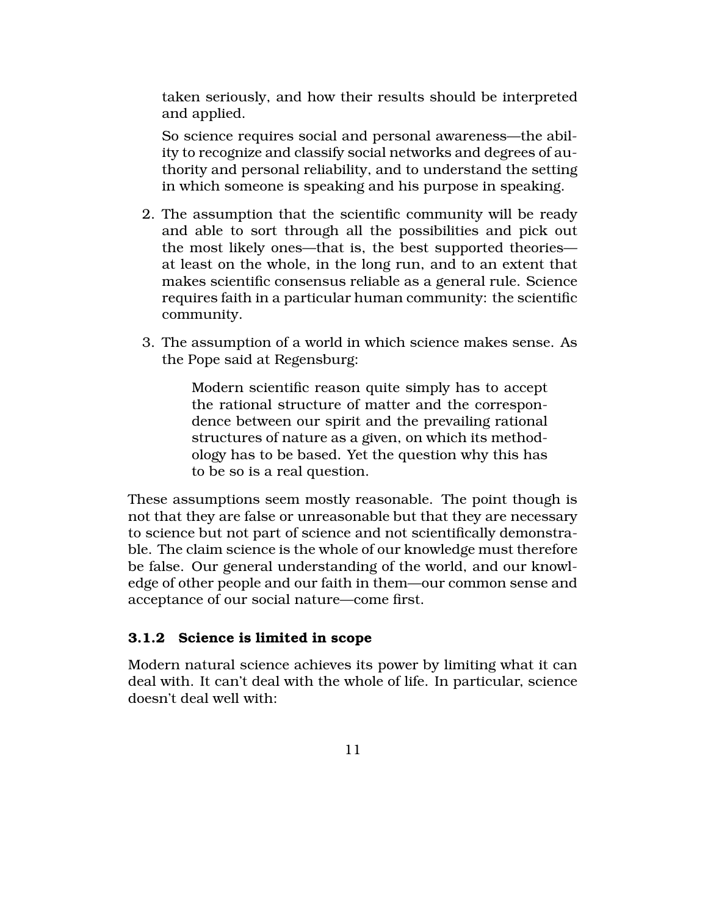taken seriously, and how their results should be interpreted and applied.

So science requires social and personal awareness—the ability to recognize and classify social networks and degrees of authority and personal reliability, and to understand the setting in which someone is speaking and his purpose in speaking.

2. The assumption that the scientific community will be ready and able to sort through all the possibilities and pick out the most likely ones—that is, the best supported theories—at least on the whole, in the long run, and to an extent that makes scientific consensus reliable as a general rule. Science requires faith in a particular human community: the scientific community.

3. The assumption of a world in which science makes sense. As the Pope said at Regensburg:

   > Modern scientific reason quite simply has to accept the rational structure of matter and the correspondence between our spirit and the prevailing rational structures of nature as a given, on which its methodology has to be based. Yet the question why this has to be so is a real question.

These assumptions seem mostly reasonable. The point though is not that they are false or unreasonable but that they are necessary to science but not part of science and not scientifically demonstrable. The claim science is the whole of our knowledge must therefore be false. Our general understanding of the world, and our knowledge of other people and our faith in them—our common sense and acceptance of our social nature—come first.

### 3.1.2 Science is limited in scope

Modern natural science achieves its power by limiting what it can deal with. It can't deal with the whole of life. In particular, science doesn't deal well with: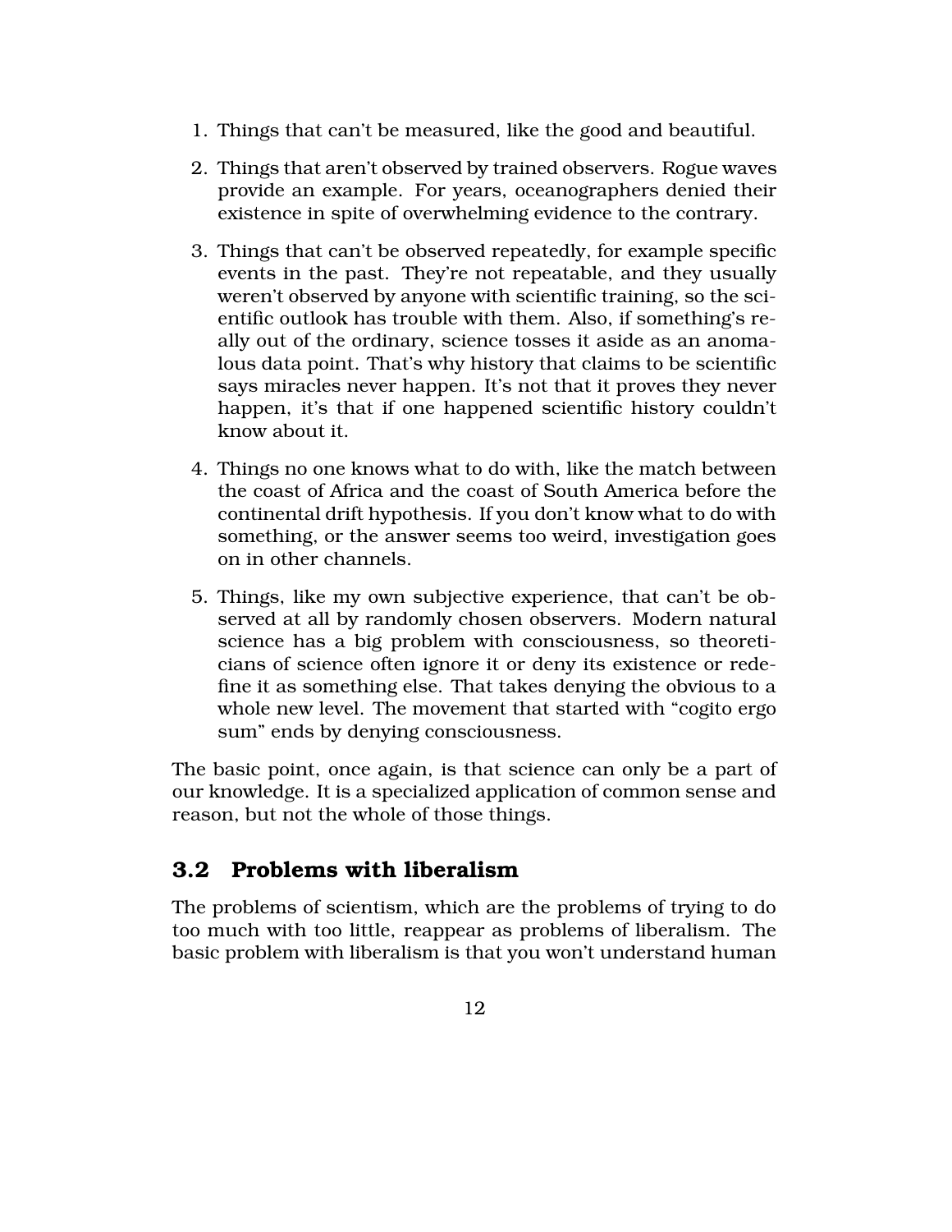1. Things that can't be measured, like the good and beautiful.
2. Things that aren't observed by trained observers. Rogue waves provide an example. For years, oceanographers denied their existence in spite of overwhelming evidence to the contrary.
3. Things that can't be observed repeatedly, for example specific events in the past. They're not repeatable, and they usually weren't observed by anyone with scientific training, so the scientific outlook has trouble with them. Also, if something's really out of the ordinary, science tosses it aside as an anomalous data point. That's why history that claims to be scientific says miracles never happen. It's not that it proves they never happen, it's that if one happened scientific history couldn't know about it.
4. Things no one knows what to do with, like the match between the coast of Africa and the coast of South America before the continental drift hypothesis. If you don't know what to do with something, or the answer seems too weird, investigation goes on in other channels.
5. Things, like my own subjective experience, that can't be observed at all by randomly chosen observers. Modern natural science has a big problem with consciousness, so theoreticians of science often ignore it or deny its existence or redefine it as something else. That takes denying the obvious to a whole new level. The movement that started with "cogito ergo sum" ends by denying consciousness.

The basic point, once again, is that science can only be a part of our knowledge. It is a specialized application of common sense and reason, but not the whole of those things.

## 3.2 Problems with liberalism

The problems of scientism, which are the problems of trying to do too much with too little, reappear as problems of liberalism. The basic problem with liberalism is that you won't understand human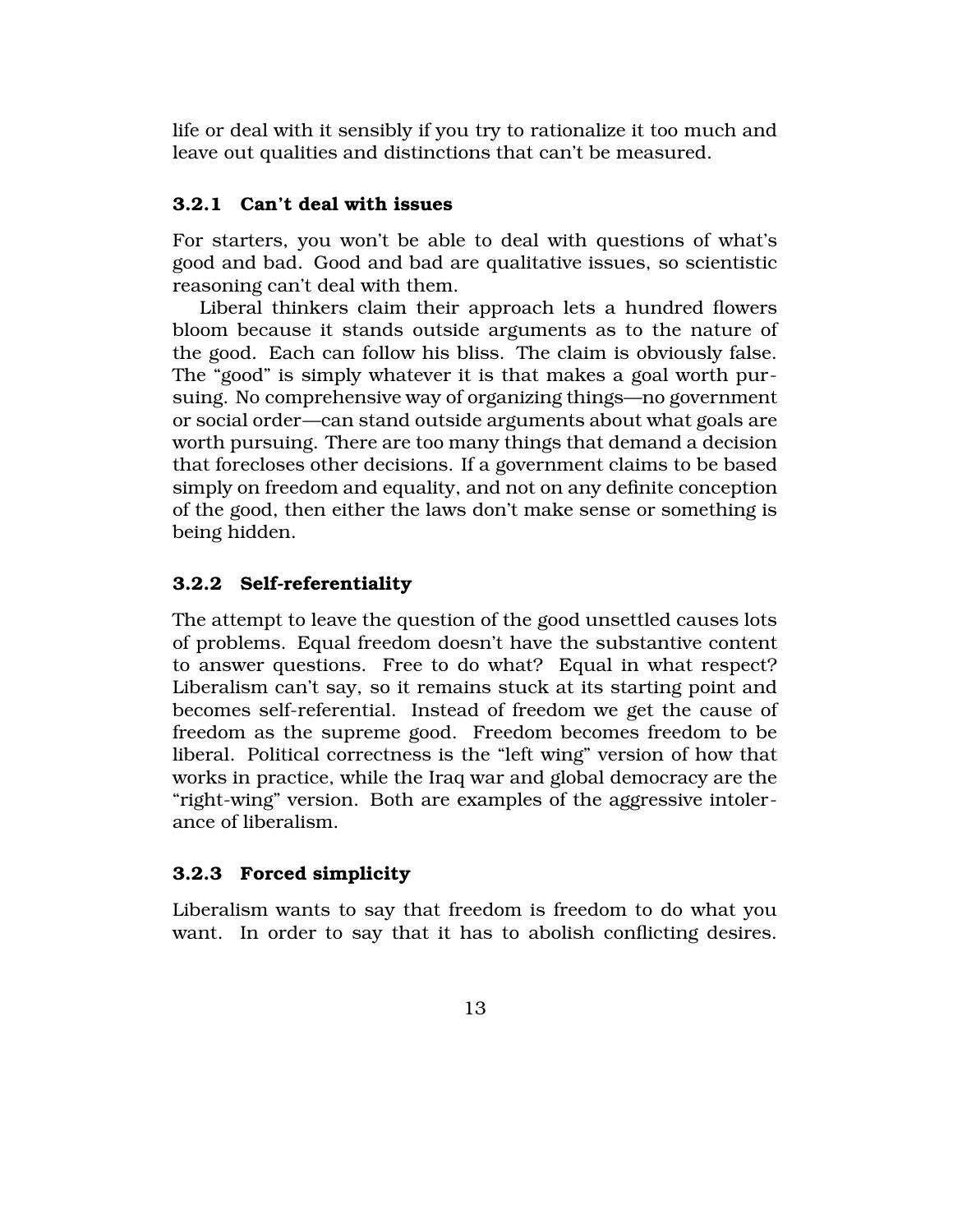life or deal with it sensibly if you try to rationalize it too much and leave out qualities and distinctions that can't be measured.

### 3.2.1 Can't deal with issues

For starters, you won't be able to deal with questions of what's good and bad. Good and bad are qualitative issues, so scientistic reasoning can't deal with them.

Liberal thinkers claim their approach lets a hundred flowers bloom because it stands outside arguments as to the nature of the good. Each can follow his bliss. The claim is obviously false. The "good" is simply whatever it is that makes a goal worth pursuing. No comprehensive way of organizing things—no government or social order—can stand outside arguments about what goals are worth pursuing. There are too many things that demand a decision that forecloses other decisions. If a government claims to be based simply on freedom and equality, and not on any definite conception of the good, then either the laws don't make sense or something is being hidden.

### 3.2.2 Self-referentiality

The attempt to leave the question of the good unsettled causes lots of problems. Equal freedom doesn't have the substantive content to answer questions. Free to do what? Equal in what respect? Liberalism can't say, so it remains stuck at its starting point and becomes self-referential. Instead of freedom we get the cause of freedom as the supreme good. Freedom becomes freedom to be liberal. Political correctness is the "left wing" version of how that works in practice, while the Iraq war and global democracy are the "right-wing" version. Both are examples of the aggressive intolerance of liberalism.

### 3.2.3 Forced simplicity

Liberalism wants to say that freedom is freedom to do what you want. In order to say that it has to abolish conflicting desires.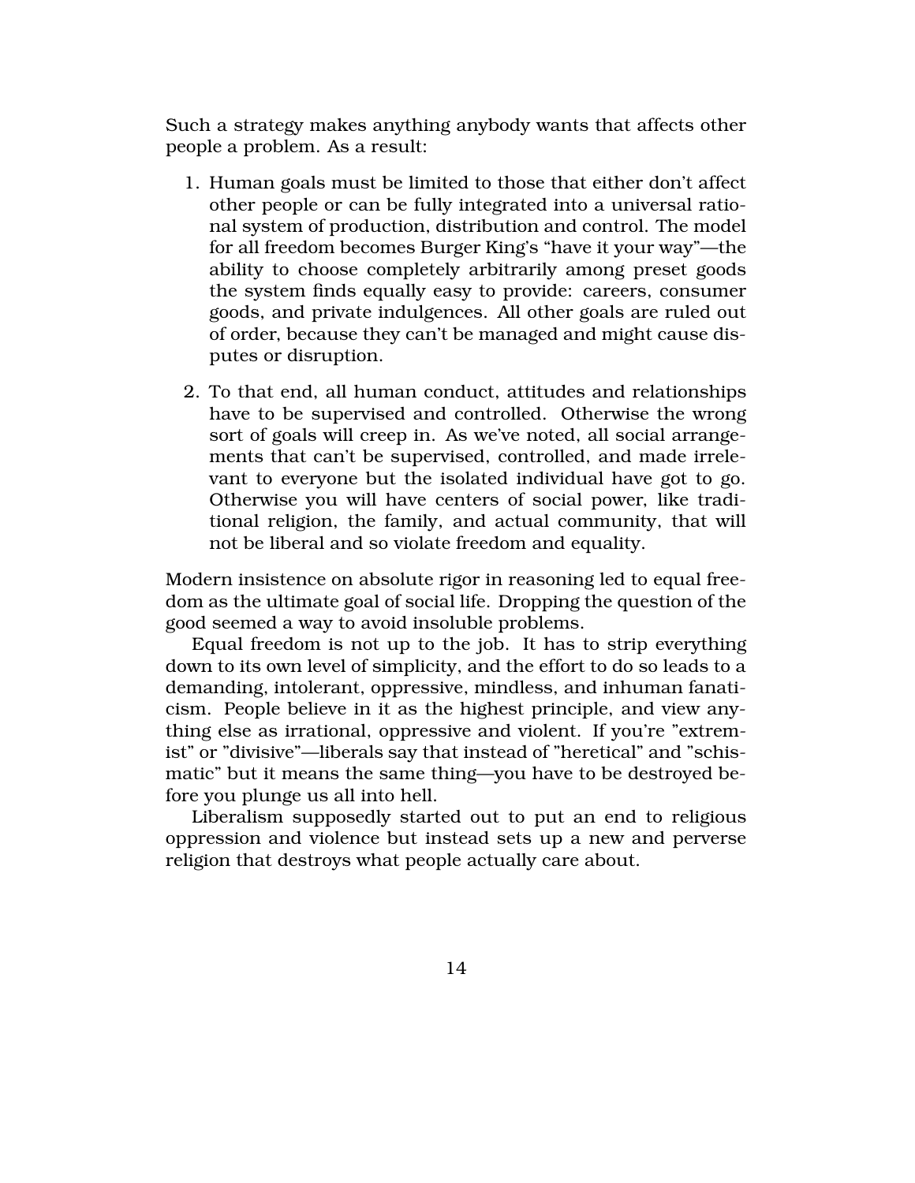Such a strategy makes anything anybody wants that affects other people a problem. As a result:

1. Human goals must be limited to those that either don't affect other people or can be fully integrated into a universal rational system of production, distribution and control. The model for all freedom becomes Burger King's "have it your way"—the ability to choose completely arbitrarily among preset goods the system finds equally easy to provide: careers, consumer goods, and private indulgences. All other goals are ruled out of order, because they can't be managed and might cause disputes or disruption.

2. To that end, all human conduct, attitudes and relationships have to be supervised and controlled. Otherwise the wrong sort of goals will creep in. As we've noted, all social arrangements that can't be supervised, controlled, and made irrelevant to everyone but the isolated individual have got to go. Otherwise you will have centers of social power, like traditional religion, the family, and actual community, that will not be liberal and so violate freedom and equality.

Modern insistence on absolute rigor in reasoning led to equal freedom as the ultimate goal of social life. Dropping the question of the good seemed a way to avoid insoluble problems.

Equal freedom is not up to the job. It has to strip everything down to its own level of simplicity, and the effort to do so leads to a demanding, intolerant, oppressive, mindless, and inhuman fanaticism. People believe in it as the highest principle, and view anything else as irrational, oppressive and violent. If you're "extremist" or "divisive"—liberals say that instead of "heretical" and "schismatic" but it means the same thing—you have to be destroyed before you plunge us all into hell.

Liberalism supposedly started out to put an end to religious oppression and violence but instead sets up a new and perverse religion that destroys what people actually care about.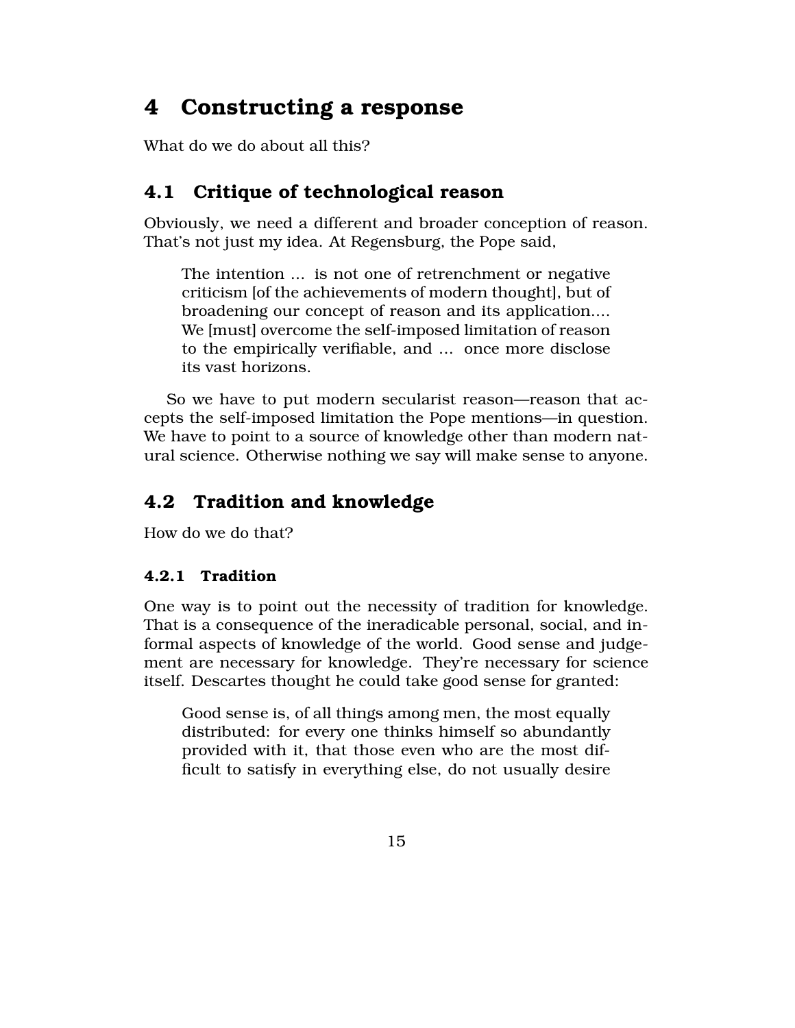# 4 Constructing a response

What do we do about all this?

## 4.1 Critique of technological reason

Obviously, we need a different and broader conception of reason. That's not just my idea. At Regensburg, the Pope said,

> The intention ... is not one of retrenchment or negative criticism [of the achievements of modern thought], but of broadening our concept of reason and its application.... We [must] overcome the self-imposed limitation of reason to the empirically verifiable, and ... once more disclose its vast horizons.

So we have to put modern secularist reason—reason that accepts the self-imposed limitation the Pope mentions—in question. We have to point to a source of knowledge other than modern natural science. Otherwise nothing we say will make sense to anyone.

## 4.2 Tradition and knowledge

How do we do that?

### 4.2.1 Tradition

One way is to point out the necessity of tradition for knowledge. That is a consequence of the ineradicable personal, social, and informal aspects of knowledge of the world. Good sense and judgement are necessary for knowledge. They're necessary for science itself. Descartes thought he could take good sense for granted:

> Good sense is, of all things among men, the most equally distributed: for every one thinks himself so abundantly provided with it, that those even who are the most difficult to satisfy in everything else, do not usually desire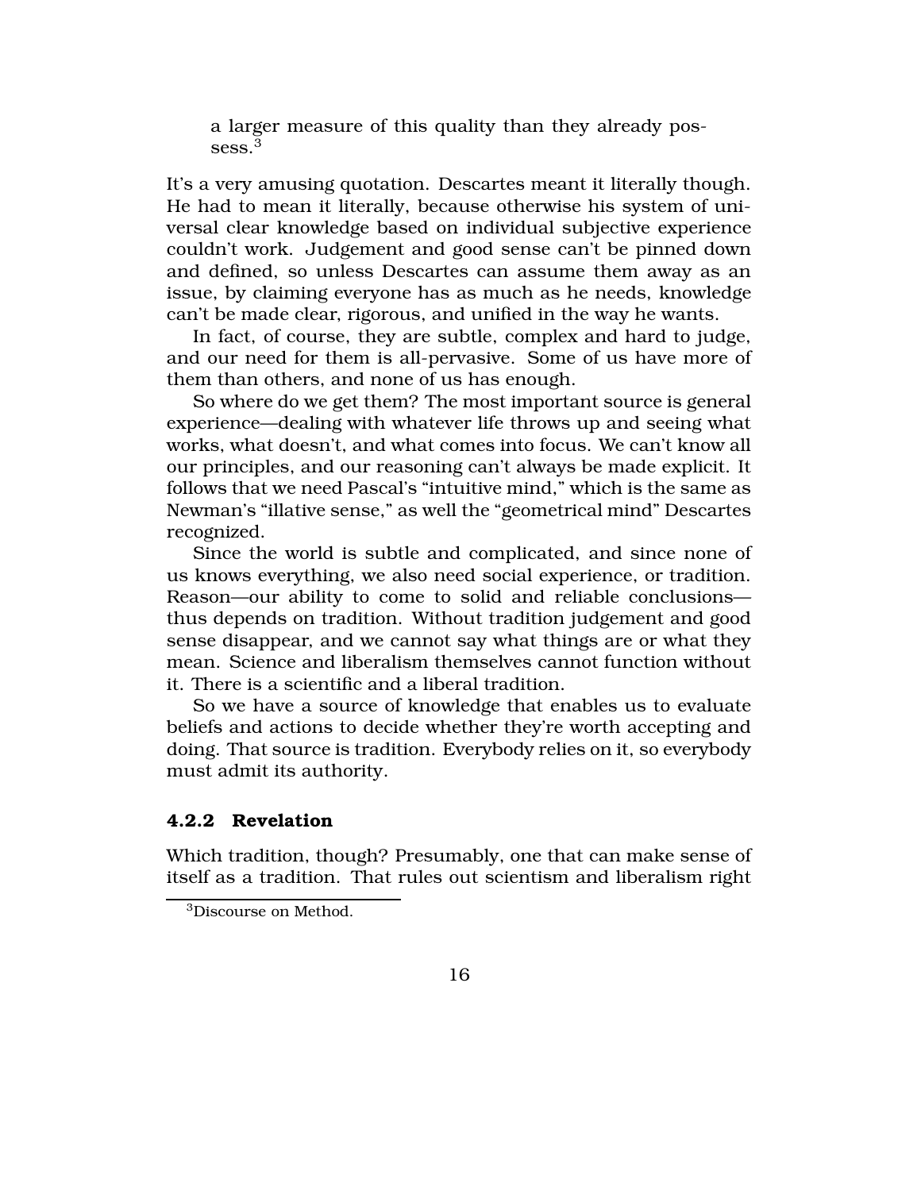> a larger measure of this quality than they already possess.[3]

It's a very amusing quotation. Descartes meant it literally though. He had to mean it literally, because otherwise his system of universal clear knowledge based on individual subjective experience couldn't work. Judgement and good sense can't be pinned down and defined, so unless Descartes can assume them away as an issue, by claiming everyone has as much as he needs, knowledge can't be made clear, rigorous, and unified in the way he wants.

In fact, of course, they are subtle, complex and hard to judge, and our need for them is all-pervasive. Some of us have more of them than others, and none of us has enough.

So where do we get them? The most important source is general experience—dealing with whatever life throws up and seeing what works, what doesn't, and what comes into focus. We can't know all our principles, and our reasoning can't always be made explicit. It follows that we need Pascal's "intuitive mind," which is the same as Newman's "illative sense," as well the "geometrical mind" Descartes recognized.

Since the world is subtle and complicated, and since none of us knows everything, we also need social experience, or tradition. Reason—our ability to come to solid and reliable conclusions—thus depends on tradition. Without tradition judgement and good sense disappear, and we cannot say what things are or what they mean. Science and liberalism themselves cannot function without it. There is a scientific and a liberal tradition.

So we have a source of knowledge that enables us to evaluate beliefs and actions to decide whether they're worth accepting and doing. That source is tradition. Everybody relies on it, so everybody must admit its authority.

### 4.2.2 Revelation

Which tradition, though? Presumably, one that can make sense of itself as a tradition. That rules out scientism and liberalism right

[3] Discourse on Method.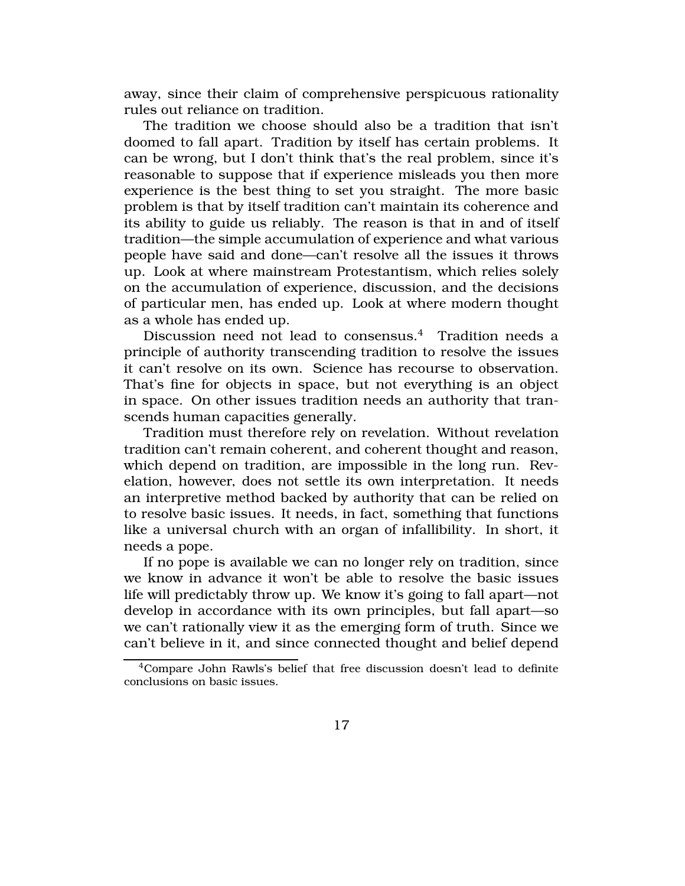away, since their claim of comprehensive perspicuous rationality rules out reliance on tradition.

The tradition we choose should also be a tradition that isn't doomed to fall apart. Tradition by itself has certain problems. It can be wrong, but I don't think that's the real problem, since it's reasonable to suppose that if experience misleads you then more experience is the best thing to set you straight. The more basic problem is that by itself tradition can't maintain its coherence and its ability to guide us reliably. The reason is that in and of itself tradition—the simple accumulation of experience and what various people have said and done—can't resolve all the issues it throws up. Look at where mainstream Protestantism, which relies solely on the accumulation of experience, discussion, and the decisions of particular men, has ended up. Look at where modern thought as a whole has ended up.

Discussion need not lead to consensus.[4] Tradition needs a principle of authority transcending tradition to resolve the issues it can't resolve on its own. Science has recourse to observation. That's fine for objects in space, but not everything is an object in space. On other issues tradition needs an authority that transcends human capacities generally.

Tradition must therefore rely on revelation. Without revelation tradition can't remain coherent, and coherent thought and reason, which depend on tradition, are impossible in the long run. Revelation, however, does not settle its own interpretation. It needs an interpretive method backed by authority that can be relied on to resolve basic issues. It needs, in fact, something that functions like a universal church with an organ of infallibility. In short, it needs a pope.

If no pope is available we can no longer rely on tradition, since we know in advance it won't be able to resolve the basic issues life will predictably throw up. We know it's going to fall apart—not develop in accordance with its own principles, but fall apart—so we can't rationally view it as the emerging form of truth. Since we can't believe in it, and since connected thought and belief depend

[4] Compare John Rawls's belief that free discussion doesn't lead to definite conclusions on basic issues.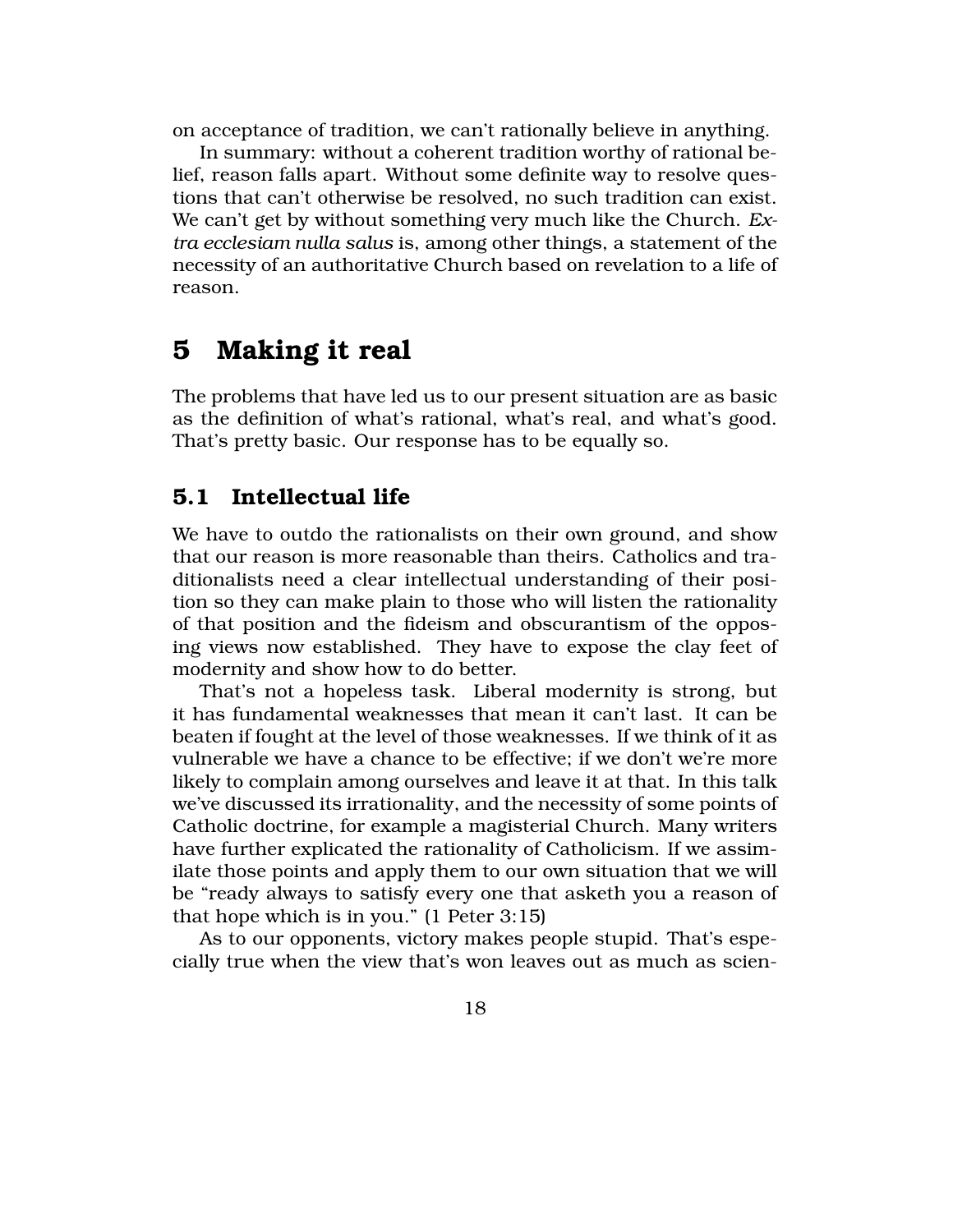on acceptance of tradition, we can't rationally believe in anything.

In summary: without a coherent tradition worthy of rational belief, reason falls apart. Without some definite way to resolve questions that can't otherwise be resolved, no such tradition can exist. We can't get by without something very much like the Church. *Extra ecclesiam nulla salus* is, among other things, a statement of the necessity of an authoritative Church based on revelation to a life of reason.

# 5 Making it real

The problems that have led us to our present situation are as basic as the definition of what's rational, what's real, and what's good. That's pretty basic. Our response has to be equally so.

## 5.1 Intellectual life

We have to outdo the rationalists on their own ground, and show that our reason is more reasonable than theirs. Catholics and traditionalists need a clear intellectual understanding of their position so they can make plain to those who will listen the rationality of that position and the fideism and obscurantism of the opposing views now established. They have to expose the clay feet of modernity and show how to do better.

That's not a hopeless task. Liberal modernity is strong, but it has fundamental weaknesses that mean it can't last. It can be beaten if fought at the level of those weaknesses. If we think of it as vulnerable we have a chance to be effective; if we don't we're more likely to complain among ourselves and leave it at that. In this talk we've discussed its irrationality, and the necessity of some points of Catholic doctrine, for example a magisterial Church. Many writers have further explicated the rationality of Catholicism. If we assimilate those points and apply them to our own situation that we will be "ready always to satisfy every one that asketh you a reason of that hope which is in you." (1 Peter 3:15)

As to our opponents, victory makes people stupid. That's especially true when the view that's won leaves out as much as scien-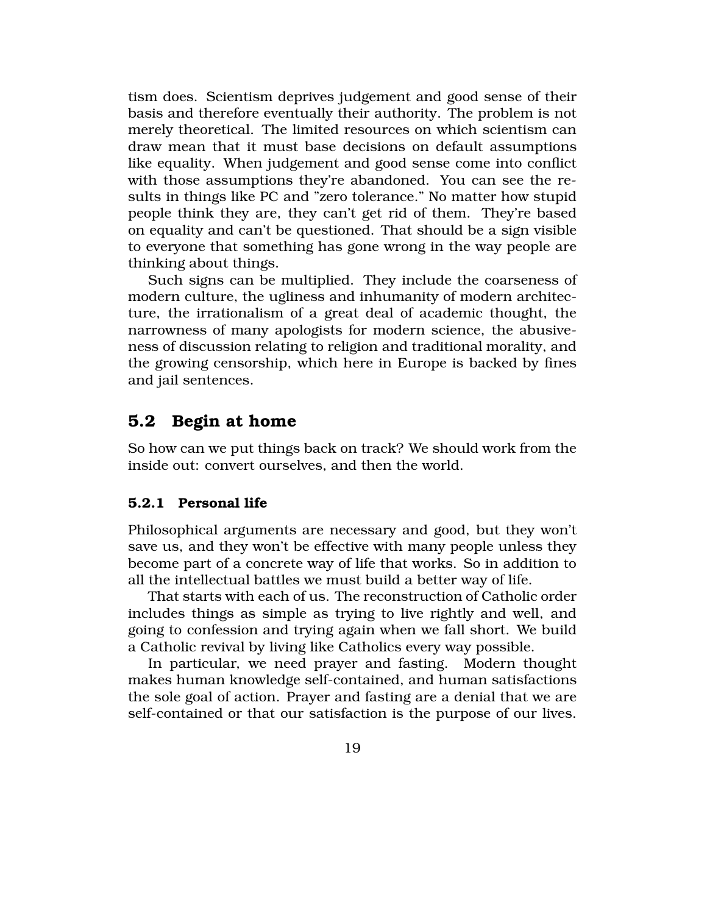tism does. Scientism deprives judgement and good sense of their basis and therefore eventually their authority. The problem is not merely theoretical. The limited resources on which scientism can draw mean that it must base decisions on default assumptions like equality. When judgement and good sense come into conflict with those assumptions they're abandoned. You can see the results in things like PC and "zero tolerance." No matter how stupid people think they are, they can't get rid of them. They're based on equality and can't be questioned. That should be a sign visible to everyone that something has gone wrong in the way people are thinking about things.

Such signs can be multiplied. They include the coarseness of modern culture, the ugliness and inhumanity of modern architecture, the irrationalism of a great deal of academic thought, the narrowness of many apologists for modern science, the abusiveness of discussion relating to religion and traditional morality, and the growing censorship, which here in Europe is backed by fines and jail sentences.

## 5.2 Begin at home

So how can we put things back on track? We should work from the inside out: convert ourselves, and then the world.

### 5.2.1 Personal life

Philosophical arguments are necessary and good, but they won't save us, and they won't be effective with many people unless they become part of a concrete way of life that works. So in addition to all the intellectual battles we must build a better way of life.

That starts with each of us. The reconstruction of Catholic order includes things as simple as trying to live rightly and well, and going to confession and trying again when we fall short. We build a Catholic revival by living like Catholics every way possible.

In particular, we need prayer and fasting. Modern thought makes human knowledge self-contained, and human satisfactions the sole goal of action. Prayer and fasting are a denial that we are self-contained or that our satisfaction is the purpose of our lives.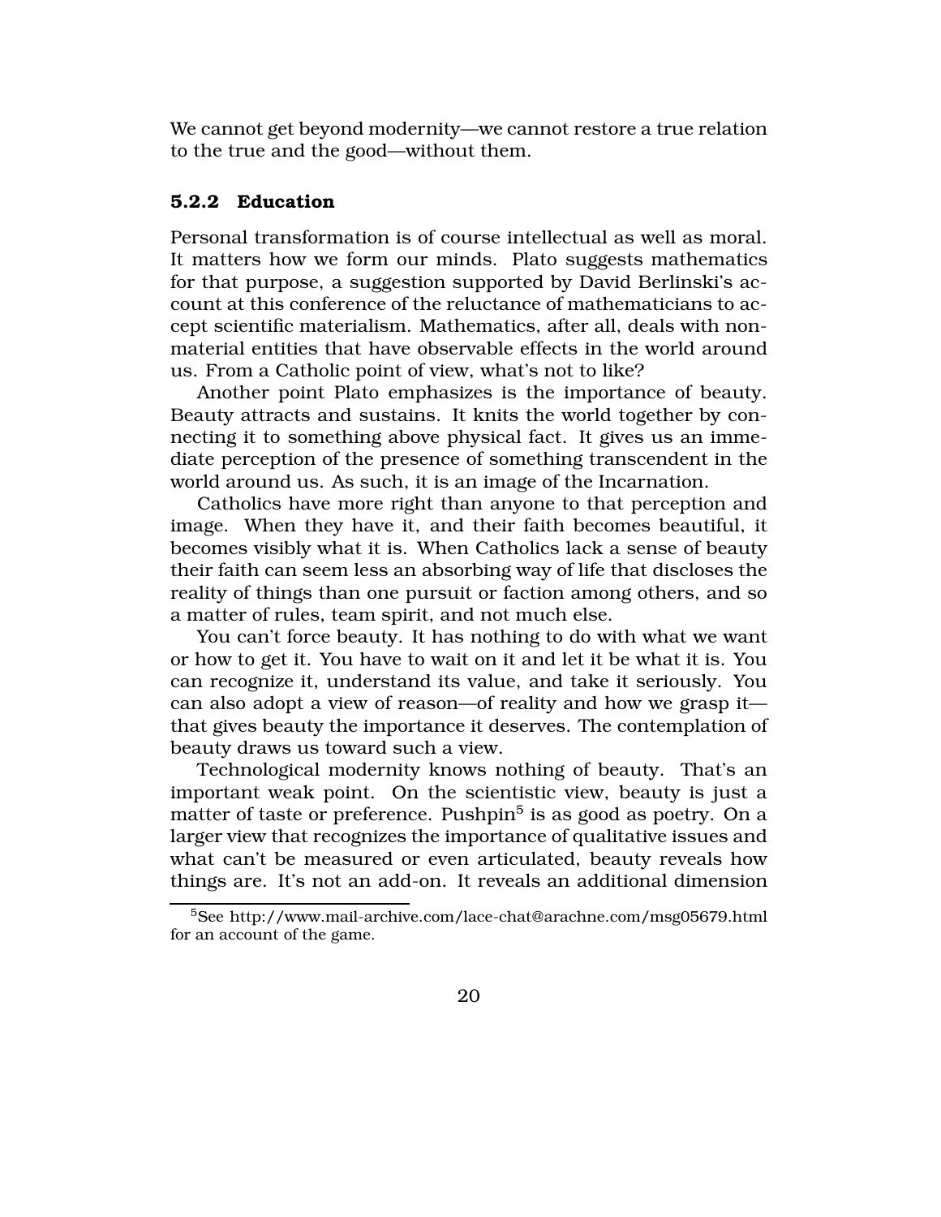We cannot get beyond modernity—we cannot restore a true relation to the true and the good—without them.

### 5.2.2 Education

Personal transformation is of course intellectual as well as moral. It matters how we form our minds. Plato suggests mathematics for that purpose, a suggestion supported by David Berlinski's account at this conference of the reluctance of mathematicians to accept scientific materialism. Mathematics, after all, deals with non-material entities that have observable effects in the world around us. From a Catholic point of view, what's not to like?

Another point Plato emphasizes is the importance of beauty. Beauty attracts and sustains. It knits the world together by connecting it to something above physical fact. It gives us an immediate perception of the presence of something transcendent in the world around us. As such, it is an image of the Incarnation.

Catholics have more right than anyone to that perception and image. When they have it, and their faith becomes beautiful, it becomes visibly what it is. When Catholics lack a sense of beauty their faith can seem less an absorbing way of life that discloses the reality of things than one pursuit or faction among others, and so a matter of rules, team spirit, and not much else.

You can't force beauty. It has nothing to do with what we want or how to get it. You have to wait on it and let it be what it is. You can recognize it, understand its value, and take it seriously. You can also adopt a view of reason—of reality and how we grasp it—that gives beauty the importance it deserves. The contemplation of beauty draws us toward such a view.

Technological modernity knows nothing of beauty. That's an important weak point. On the scientistic view, beauty is just a matter of taste or preference. Pushpin[5] is as good as poetry. On a larger view that recognizes the importance of qualitative issues and what can't be measured or even articulated, beauty reveals how things are. It's not an add-on. It reveals an additional dimension

---

[5] See http://www.mail-archive.com/lace-chat@arachne.com/msg05679.html for an account of the game.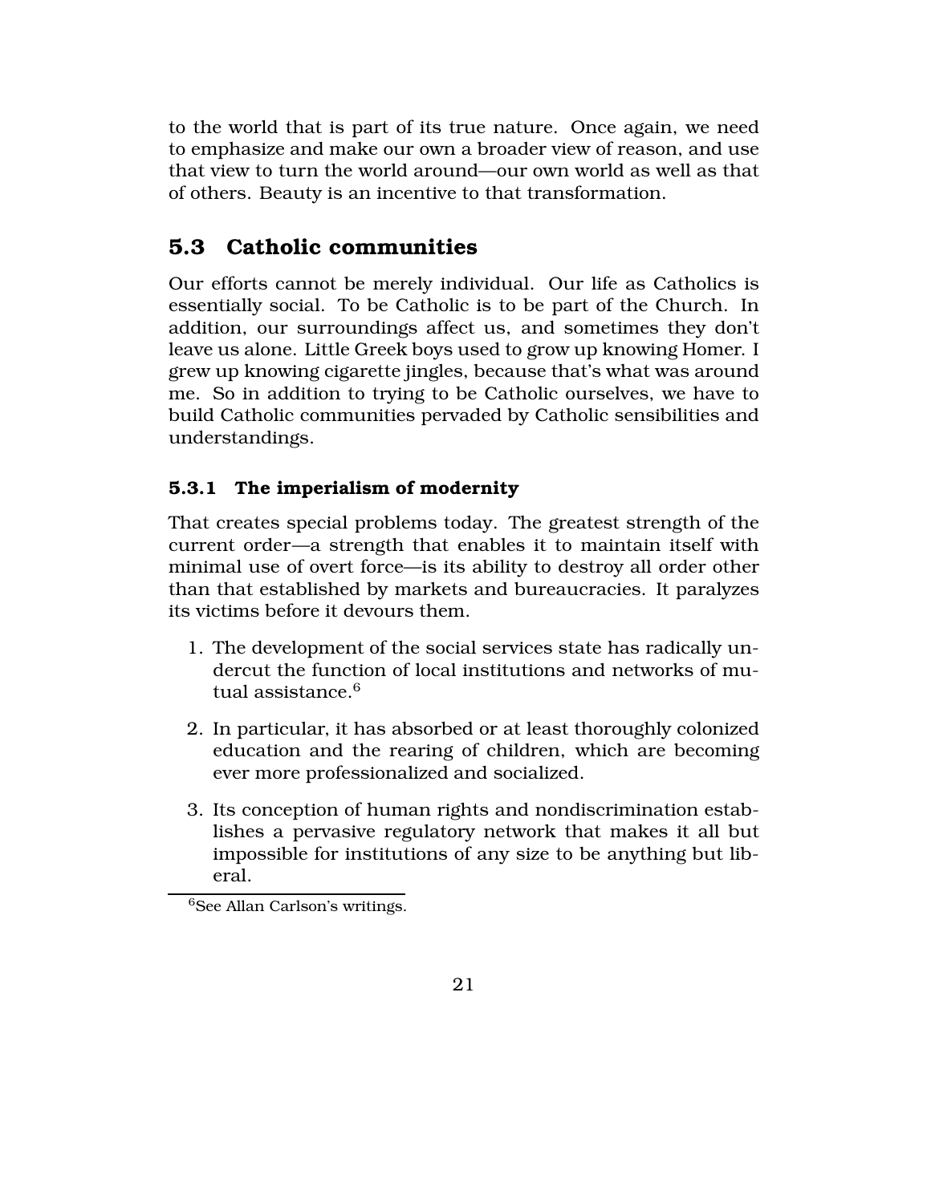to the world that is part of its true nature. Once again, we need to emphasize and make our own a broader view of reason, and use that view to turn the world around—our own world as well as that of others. Beauty is an incentive to that transformation.

## 5.3 Catholic communities

Our efforts cannot be merely individual. Our life as Catholics is essentially social. To be Catholic is to be part of the Church. In addition, our surroundings affect us, and sometimes they don't leave us alone. Little Greek boys used to grow up knowing Homer. I grew up knowing cigarette jingles, because that's what was around me. So in addition to trying to be Catholic ourselves, we have to build Catholic communities pervaded by Catholic sensibilities and understandings.

### 5.3.1 The imperialism of modernity

That creates special problems today. The greatest strength of the current order—a strength that enables it to maintain itself with minimal use of overt force—is its ability to destroy all order other than that established by markets and bureaucracies. It paralyzes its victims before it devours them.

1. The development of the social services state has radically undercut the function of local institutions and networks of mutual assistance.[6]

2. In particular, it has absorbed or at least thoroughly colonized education and the rearing of children, which are becoming ever more professionalized and socialized.

3. Its conception of human rights and nondiscrimination establishes a pervasive regulatory network that makes it all but impossible for institutions of any size to be anything but liberal.

[6] See Allan Carlson's writings.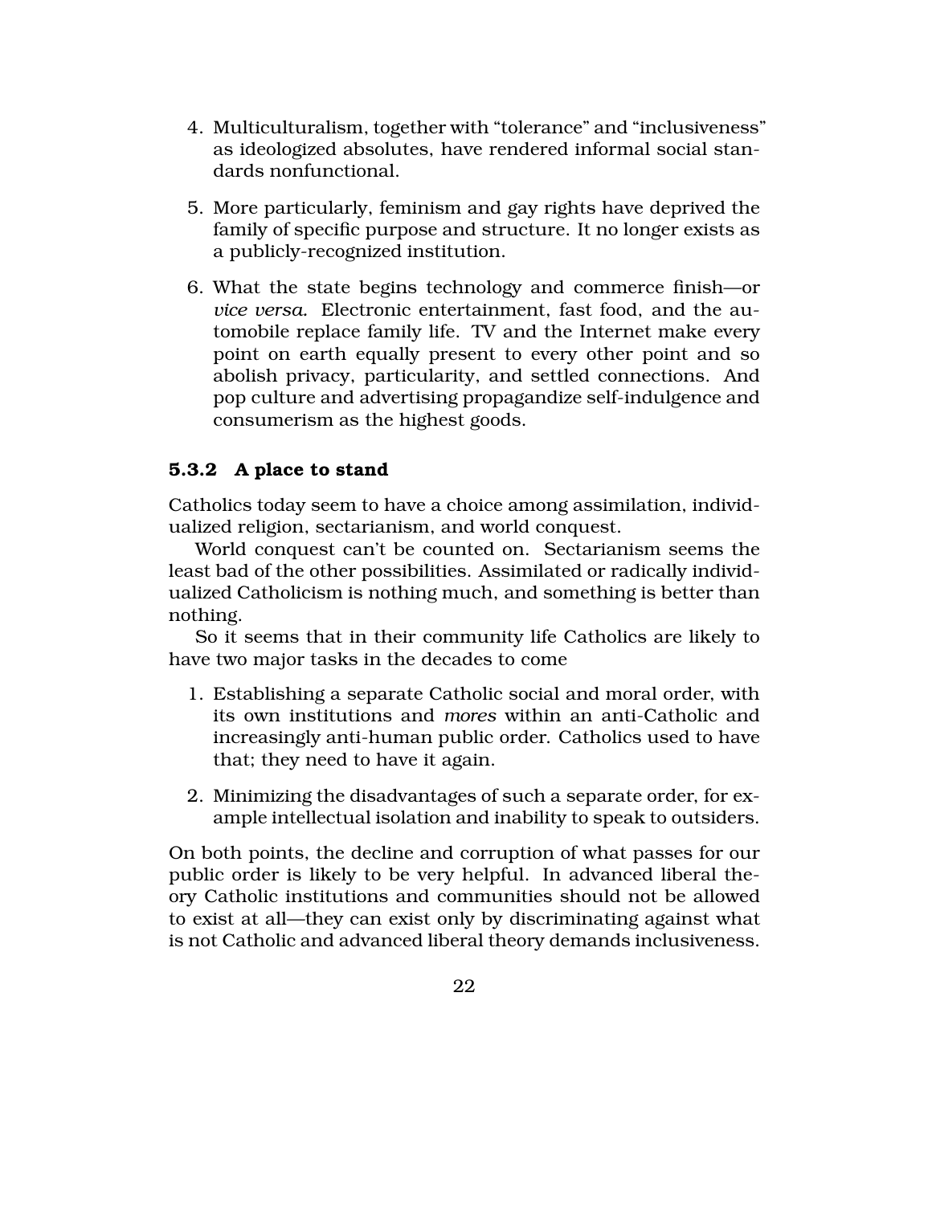4. Multiculturalism, together with "tolerance" and "inclusiveness" as ideologized absolutes, have rendered informal social standards nonfunctional.

5. More particularly, feminism and gay rights have deprived the family of specific purpose and structure. It no longer exists as a publicly-recognized institution.

6. What the state begins technology and commerce finish—or *vice versa.* Electronic entertainment, fast food, and the automobile replace family life. TV and the Internet make every point on earth equally present to every other point and so abolish privacy, particularity, and settled connections. And pop culture and advertising propagandize self-indulgence and consumerism as the highest goods.

### 5.3.2 A place to stand

Catholics today seem to have a choice among assimilation, individualized religion, sectarianism, and world conquest.

World conquest can't be counted on. Sectarianism seems the least bad of the other possibilities. Assimilated or radically individualized Catholicism is nothing much, and something is better than nothing.

So it seems that in their community life Catholics are likely to have two major tasks in the decades to come

1. Establishing a separate Catholic social and moral order, with its own institutions and *mores* within an anti-Catholic and increasingly anti-human public order. Catholics used to have that; they need to have it again.

2. Minimizing the disadvantages of such a separate order, for example intellectual isolation and inability to speak to outsiders.

On both points, the decline and corruption of what passes for our public order is likely to be very helpful. In advanced liberal theory Catholic institutions and communities should not be allowed to exist at all—they can exist only by discriminating against what is not Catholic and advanced liberal theory demands inclusiveness.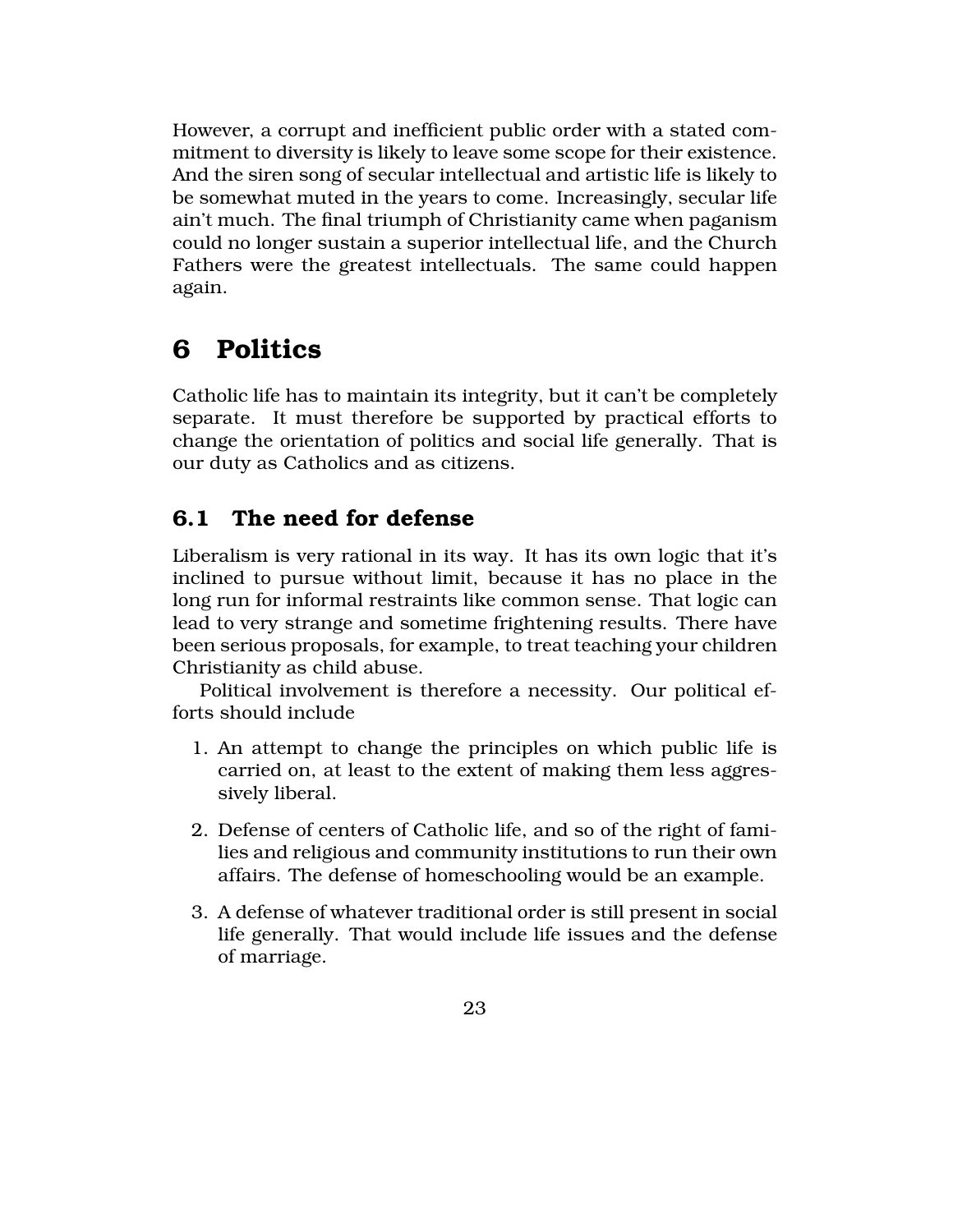However, a corrupt and inefficient public order with a stated commitment to diversity is likely to leave some scope for their existence. And the siren song of secular intellectual and artistic life is likely to be somewhat muted in the years to come. Increasingly, secular life ain't much. The final triumph of Christianity came when paganism could no longer sustain a superior intellectual life, and the Church Fathers were the greatest intellectuals. The same could happen again.

# 6 Politics

Catholic life has to maintain its integrity, but it can't be completely separate. It must therefore be supported by practical efforts to change the orientation of politics and social life generally. That is our duty as Catholics and as citizens.

## 6.1 The need for defense

Liberalism is very rational in its way. It has its own logic that it's inclined to pursue without limit, because it has no place in the long run for informal restraints like common sense. That logic can lead to very strange and sometime frightening results. There have been serious proposals, for example, to treat teaching your children Christianity as child abuse.

Political involvement is therefore a necessity. Our political efforts should include

1. An attempt to change the principles on which public life is carried on, at least to the extent of making them less aggressively liberal.
2. Defense of centers of Catholic life, and so of the right of families and religious and community institutions to run their own affairs. The defense of homeschooling would be an example.
3. A defense of whatever traditional order is still present in social life generally. That would include life issues and the defense of marriage.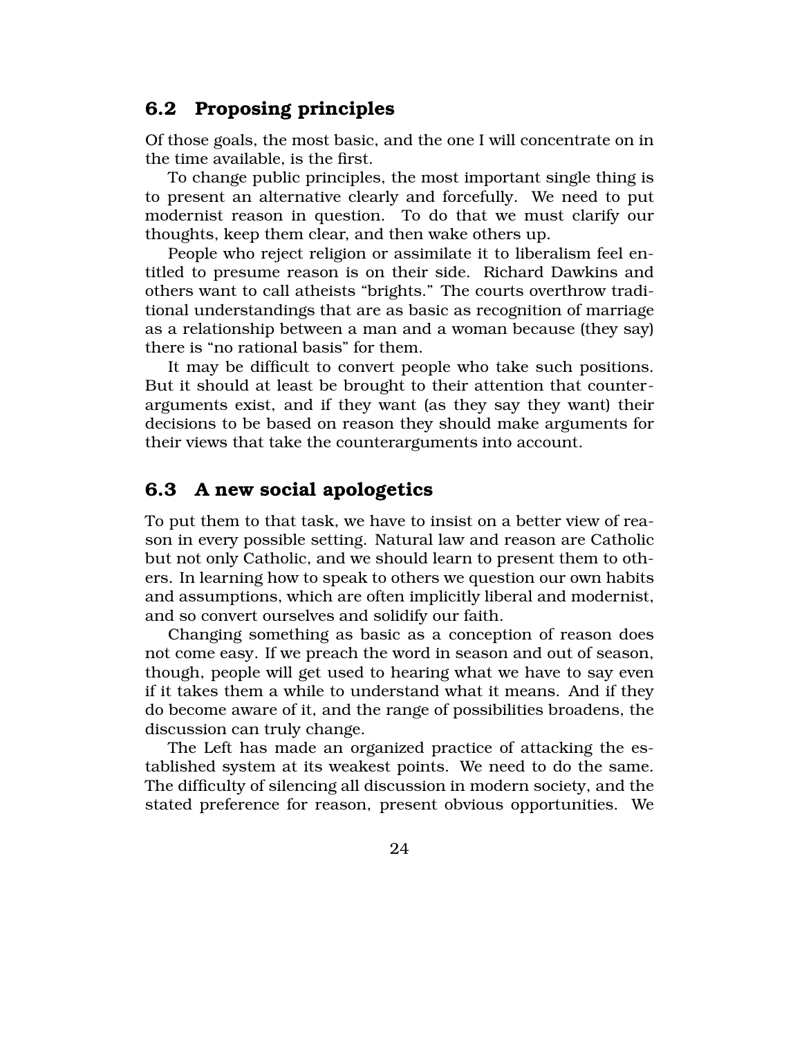## 6.2 Proposing principles

Of those goals, the most basic, and the one I will concentrate on in the time available, is the first.

To change public principles, the most important single thing is to present an alternative clearly and forcefully. We need to put modernist reason in question. To do that we must clarify our thoughts, keep them clear, and then wake others up.

People who reject religion or assimilate it to liberalism feel entitled to presume reason is on their side. Richard Dawkins and others want to call atheists "brights." The courts overthrow traditional understandings that are as basic as recognition of marriage as a relationship between a man and a woman because (they say) there is "no rational basis" for them.

It may be difficult to convert people who take such positions. But it should at least be brought to their attention that counterarguments exist, and if they want (as they say they want) their decisions to be based on reason they should make arguments for their views that take the counterarguments into account.

## 6.3 A new social apologetics

To put them to that task, we have to insist on a better view of reason in every possible setting. Natural law and reason are Catholic but not only Catholic, and we should learn to present them to others. In learning how to speak to others we question our own habits and assumptions, which are often implicitly liberal and modernist, and so convert ourselves and solidify our faith.

Changing something as basic as a conception of reason does not come easy. If we preach the word in season and out of season, though, people will get used to hearing what we have to say even if it takes them a while to understand what it means. And if they do become aware of it, and the range of possibilities broadens, the discussion can truly change.

The Left has made an organized practice of attacking the established system at its weakest points. We need to do the same. The difficulty of silencing all discussion in modern society, and the stated preference for reason, present obvious opportunities. We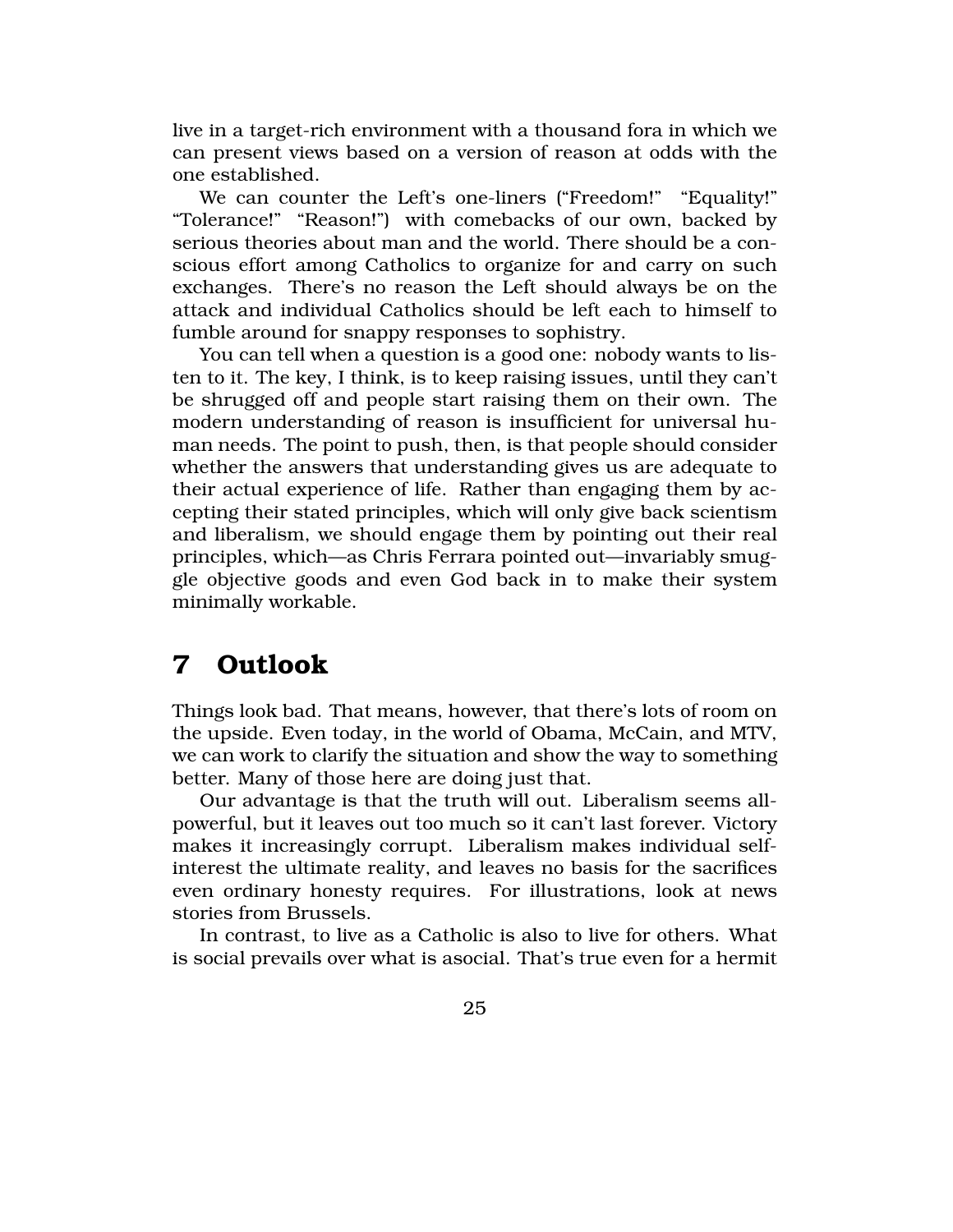live in a target-rich environment with a thousand fora in which we can present views based on a version of reason at odds with the one established.

We can counter the Left's one-liners ("Freedom!" "Equality!" "Tolerance!" "Reason!") with comebacks of our own, backed by serious theories about man and the world. There should be a conscious effort among Catholics to organize for and carry on such exchanges. There's no reason the Left should always be on the attack and individual Catholics should be left each to himself to fumble around for snappy responses to sophistry.

You can tell when a question is a good one: nobody wants to listen to it. The key, I think, is to keep raising issues, until they can't be shrugged off and people start raising them on their own. The modern understanding of reason is insufficient for universal human needs. The point to push, then, is that people should consider whether the answers that understanding gives us are adequate to their actual experience of life. Rather than engaging them by accepting their stated principles, which will only give back scientism and liberalism, we should engage them by pointing out their real principles, which—as Chris Ferrara pointed out—invariably smuggle objective goods and even God back in to make their system minimally workable.

## 7 Outlook

Things look bad. That means, however, that there's lots of room on the upside. Even today, in the world of Obama, McCain, and MTV, we can work to clarify the situation and show the way to something better. Many of those here are doing just that.

Our advantage is that the truth will out. Liberalism seems all-powerful, but it leaves out too much so it can't last forever. Victory makes it increasingly corrupt. Liberalism makes individual self-interest the ultimate reality, and leaves no basis for the sacrifices even ordinary honesty requires. For illustrations, look at news stories from Brussels.

In contrast, to live as a Catholic is also to live for others. What is social prevails over what is asocial. That's true even for a hermit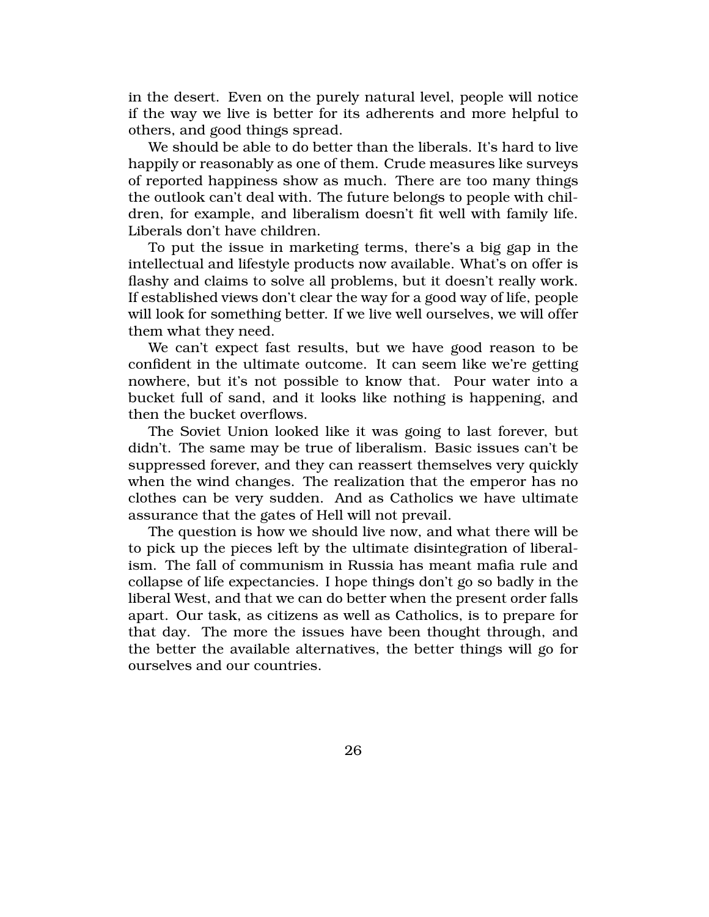in the desert. Even on the purely natural level, people will notice if the way we live is better for its adherents and more helpful to others, and good things spread.

We should be able to do better than the liberals. It's hard to live happily or reasonably as one of them. Crude measures like surveys of reported happiness show as much. There are too many things the outlook can't deal with. The future belongs to people with children, for example, and liberalism doesn't fit well with family life. Liberals don't have children.

To put the issue in marketing terms, there's a big gap in the intellectual and lifestyle products now available. What's on offer is flashy and claims to solve all problems, but it doesn't really work. If established views don't clear the way for a good way of life, people will look for something better. If we live well ourselves, we will offer them what they need.

We can't expect fast results, but we have good reason to be confident in the ultimate outcome. It can seem like we're getting nowhere, but it's not possible to know that. Pour water into a bucket full of sand, and it looks like nothing is happening, and then the bucket overflows.

The Soviet Union looked like it was going to last forever, but didn't. The same may be true of liberalism. Basic issues can't be suppressed forever, and they can reassert themselves very quickly when the wind changes. The realization that the emperor has no clothes can be very sudden. And as Catholics we have ultimate assurance that the gates of Hell will not prevail.

The question is how we should live now, and what there will be to pick up the pieces left by the ultimate disintegration of liberalism. The fall of communism in Russia has meant mafia rule and collapse of life expectancies. I hope things don't go so badly in the liberal West, and that we can do better when the present order falls apart. Our task, as citizens as well as Catholics, is to prepare for that day. The more the issues have been thought through, and the better the available alternatives, the better things will go for ourselves and our countries.